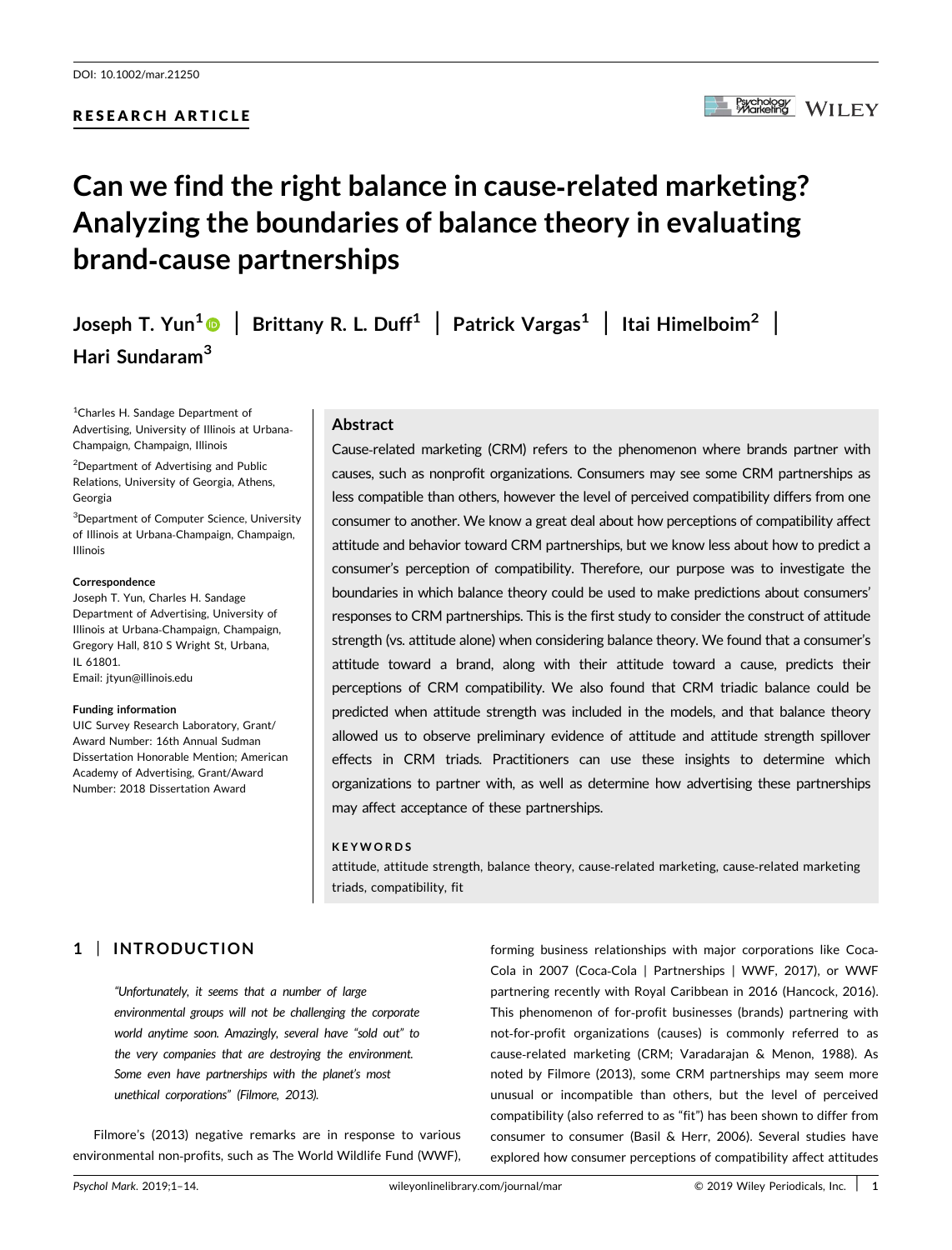DOI: 10.1002/mar.21250

RESEARCH ARTICLE

# Can we find the right balance in cause-related marketing? Analyzing the boundaries of balance theory in evaluating brand-cause partnerships

**Joseph T. Yun[1]** | **Brittany R. L. Duff[1]** | **Patrick Vargas[1]** | **Itai Himelboim[2]** | **Hari Sundaram[3]**

[1]Charles H. Sandage Department of Advertising, University of Illinois at Urbana-Champaign, Champaign, Illinois

[2]Department of Advertising and Public Relations, University of Georgia, Athens, Georgia

[3]Department of Computer Science, University of Illinois at Urbana-Champaign, Champaign, Illinois

**Correspondence**
Joseph T. Yun, Charles H. Sandage Department of Advertising, University of Illinois at Urbana-Champaign, Champaign, Gregory Hall, 810 S Wright St, Urbana, IL 61801.
Email: jtyun@illinois.edu

**Funding information**
UIC Survey Research Laboratory, Grant/Award Number: 16th Annual Sudman Dissertation Honorable Mention; American Academy of Advertising, Grant/Award Number: 2018 Dissertation Award

## Abstract

Cause-related marketing (CRM) refers to the phenomenon where brands partner with causes, such as nonprofit organizations. Consumers may see some CRM partnerships as less compatible than others, however the level of perceived compatibility differs from one consumer to another. We know a great deal about how perceptions of compatibility affect attitude and behavior toward CRM partnerships, but we know less about how to predict a consumer's perception of compatibility. Therefore, our purpose was to investigate the boundaries in which balance theory could be used to make predictions about consumers' responses to CRM partnerships. This is the first study to consider the construct of attitude strength (vs. attitude alone) when considering balance theory. We found that a consumer's attitude toward a brand, along with their attitude toward a cause, predicts their perceptions of CRM compatibility. We also found that CRM triadic balance could be predicted when attitude strength was included in the models, and that balance theory allowed us to observe preliminary evidence of attitude and attitude strength spillover effects in CRM triads. Practitioners can use these insights to determine which organizations to partner with, as well as determine how advertising these partnerships may affect acceptance of these partnerships.

**KEYWORDS**

attitude, attitude strength, balance theory, cause-related marketing, cause-related marketing triads, compatibility, fit

## 1 | INTRODUCTION

> *"Unfortunately, it seems that a number of large environmental groups will not be challenging the corporate world anytime soon. Amazingly, several have "sold out" to the very companies that are destroying the environment. Some even have partnerships with the planet's most unethical corporations" (Filmore, 2013).*

Filmore's (2013) negative remarks are in response to various environmental non-profits, such as The World Wildlife Fund (WWF), forming business relationships with major corporations like Coca-Cola in 2007 (Coca-Cola | Partnerships | WWF, 2017), or WWF partnering recently with Royal Caribbean in 2016 (Hancock, 2016). This phenomenon of for-profit businesses (brands) partnering with not-for-profit organizations (causes) is commonly referred to as cause-related marketing (CRM; Varadarajan & Menon, 1988). As noted by Filmore (2013), some CRM partnerships may seem more unusual or incompatible than others, but the level of perceived compatibility (also referred to as "fit") has been shown to differ from consumer to consumer (Basil & Herr, 2006). Several studies have explored how consumer perceptions of compatibility affect attitudes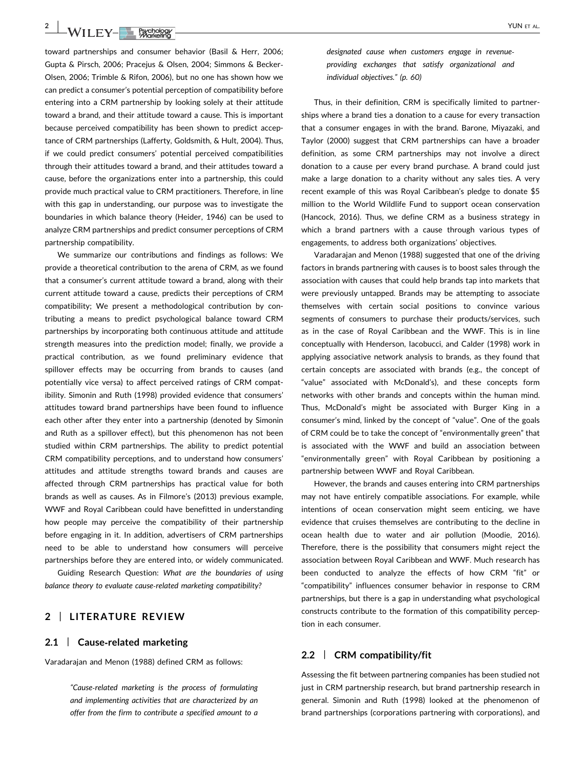toward partnerships and consumer behavior (Basil & Herr, 2006; Gupta & Pirsch, 2006; Pracejus & Olsen, 2004; Simmons & Becker-Olsen, 2006; Trimble & Rifon, 2006), but no one has shown how we can predict a consumer's potential perception of compatibility before entering into a CRM partnership by looking solely at their attitude toward a brand, and their attitude toward a cause. This is important because perceived compatibility has been shown to predict acceptance of CRM partnerships (Lafferty, Goldsmith, & Hult, 2004). Thus, if we could predict consumers' potential perceived compatibilities through their attitudes toward a brand, and their attitudes toward a cause, before the organizations enter into a partnership, this could provide much practical value to CRM practitioners. Therefore, in line with this gap in understanding, our purpose was to investigate the boundaries in which balance theory (Heider, 1946) can be used to analyze CRM partnerships and predict consumer perceptions of CRM partnership compatibility.

We summarize our contributions and findings as follows: We provide a theoretical contribution to the arena of CRM, as we found that a consumer's current attitude toward a brand, along with their current attitude toward a cause, predicts their perceptions of CRM compatibility; We present a methodological contribution by contributing a means to predict psychological balance toward CRM partnerships by incorporating both continuous attitude and attitude strength measures into the prediction model; finally, we provide a practical contribution, as we found preliminary evidence that spillover effects may be occurring from brands to causes (and potentially vice versa) to affect perceived ratings of CRM compatibility. Simonin and Ruth (1998) provided evidence that consumers' attitudes toward brand partnerships have been found to influence each other after they enter into a partnership (denoted by Simonin and Ruth as a spillover effect), but this phenomenon has not been studied within CRM partnerships. The ability to predict potential CRM compatibility perceptions, and to understand how consumers' attitudes and attitude strengths toward brands and causes are affected through CRM partnerships has practical value for both brands as well as causes. As in Filmore's (2013) previous example, WWF and Royal Caribbean could have benefitted in understanding how people may perceive the compatibility of their partnership before engaging in it. In addition, advertisers of CRM partnerships need to be able to understand how consumers will perceive partnerships before they are entered into, or widely communicated.

Guiding Research Question: *What are the boundaries of using balance theory to evaluate cause-related marketing compatibility?*

## 2 | LITERATURE REVIEW

### 2.1 | Cause-related marketing

Varadarajan and Menon (1988) defined CRM as follows:

> *"Cause-related marketing is the process of formulating and implementing activities that are characterized by an offer from the firm to contribute a specified amount to a designated cause when customers engage in revenue-providing exchanges that satisfy organizational and individual objectives." (p. 60)*

Thus, in their definition, CRM is specifically limited to partnerships where a brand ties a donation to a cause for every transaction that a consumer engages in with the brand. Barone, Miyazaki, and Taylor (2000) suggest that CRM partnerships can have a broader definition, as some CRM partnerships may not involve a direct donation to a cause per every brand purchase. A brand could just make a large donation to a charity without any sales ties. A very recent example of this was Royal Caribbean's pledge to donate $5 million to the World Wildlife Fund to support ocean conservation (Hancock, 2016). Thus, we define CRM as a business strategy in which a brand partners with a cause through various types of engagements, to address both organizations' objectives.

Varadarajan and Menon (1988) suggested that one of the driving factors in brands partnering with causes is to boost sales through the association with causes that could help brands tap into markets that were previously untapped. Brands may be attempting to associate themselves with certain social positions to convince various segments of consumers to purchase their products/services, such as in the case of Royal Caribbean and the WWF. This is in line conceptually with Henderson, Iacobucci, and Calder (1998) work in applying associative network analysis to brands, as they found that certain concepts are associated with brands (e.g., the concept of "value" associated with McDonald's), and these concepts form networks with other brands and concepts within the human mind. Thus, McDonald's might be associated with Burger King in a consumer's mind, linked by the concept of "value". One of the goals of CRM could be to take the concept of "environmentally green" that is associated with the WWF and build an association between "environmentally green" with Royal Caribbean by positioning a partnership between WWF and Royal Caribbean.

However, the brands and causes entering into CRM partnerships may not have entirely compatible associations. For example, while intentions of ocean conservation might seem enticing, we have evidence that cruises themselves are contributing to the decline in ocean health due to water and air pollution (Moodie, 2016). Therefore, there is the possibility that consumers might reject the association between Royal Caribbean and WWF. Much research has been conducted to analyze the effects of how CRM "fit" or "compatibility" influences consumer behavior in response to CRM partnerships, but there is a gap in understanding what psychological constructs contribute to the formation of this compatibility perception in each consumer.

### 2.2 | CRM compatibility/fit

Assessing the fit between partnering companies has been studied not just in CRM partnership research, but brand partnership research in general. Simonin and Ruth (1998) looked at the phenomenon of brand partnerships (corporations partnering with corporations), and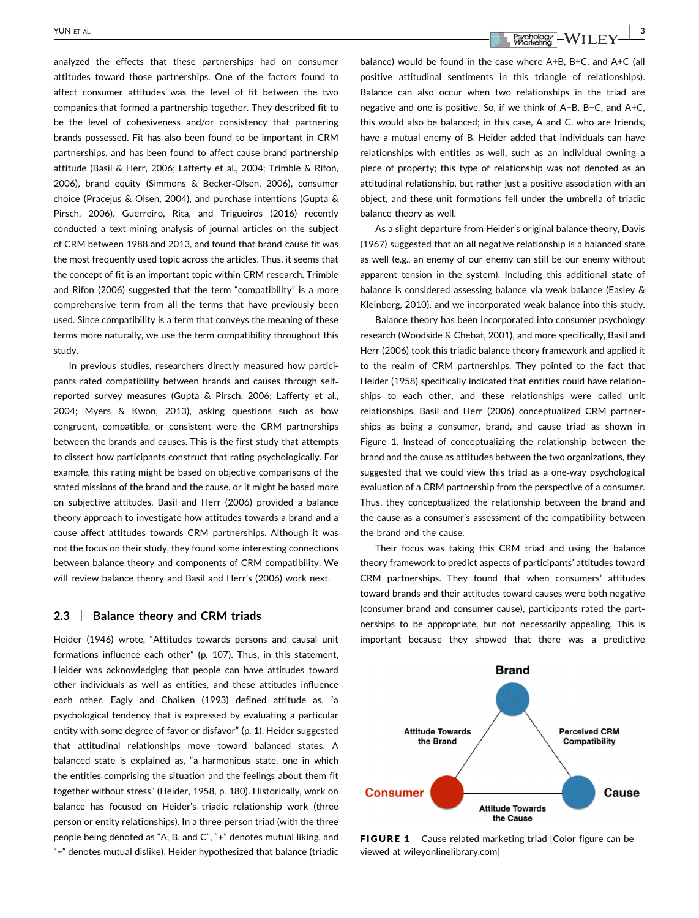analyzed the effects that these partnerships had on consumer attitudes toward those partnerships. One of the factors found to affect consumer attitudes was the level of fit between the two companies that formed a partnership together. They described fit to be the level of cohesiveness and/or consistency that partnering brands possessed. Fit has also been found to be important in CRM partnerships, and has been found to affect cause-brand partnership attitude (Basil & Herr, 2006; Lafferty et al., 2004; Trimble & Rifon, 2006), brand equity (Simmons & Becker-Olsen, 2006), consumer choice (Pracejus & Olsen, 2004), and purchase intentions (Gupta & Pirsch, 2006). Guerreiro, Rita, and Trigueiros (2016) recently conducted a text-mining analysis of journal articles on the subject of CRM between 1988 and 2013, and found that brand-cause fit was the most frequently used topic across the articles. Thus, it seems that the concept of fit is an important topic within CRM research. Trimble and Rifon (2006) suggested that the term "compatibility" is a more comprehensive term from all the terms that have previously been used. Since compatibility is a term that conveys the meaning of these terms more naturally, we use the term compatibility throughout this study.

In previous studies, researchers directly measured how participants rated compatibility between brands and causes through self-reported survey measures (Gupta & Pirsch, 2006; Lafferty et al., 2004; Myers & Kwon, 2013), asking questions such as how congruent, compatible, or consistent were the CRM partnerships between the brands and causes. This is the first study that attempts to dissect how participants construct that rating psychologically. For example, this rating might be based on objective comparisons of the stated missions of the brand and the cause, or it might be based more on subjective attitudes. Basil and Herr (2006) provided a balance theory approach to investigate how attitudes towards a brand and a cause affect attitudes towards CRM partnerships. Although it was not the focus on their study, they found some interesting connections between balance theory and components of CRM compatibility. We will review balance theory and Basil and Herr's (2006) work next.

## 2.3 | Balance theory and CRM triads

Heider (1946) wrote, "Attitudes towards persons and causal unit formations influence each other" (p. 107). Thus, in this statement, Heider was acknowledging that people can have attitudes toward other individuals as well as entities, and these attitudes influence each other. Eagly and Chaiken (1993) defined attitude as, "a psychological tendency that is expressed by evaluating a particular entity with some degree of favor or disfavor" (p. 1). Heider suggested that attitudinal relationships move toward balanced states. A balanced state is explained as, "a harmonious state, one in which the entities comprising the situation and the feelings about them fit together without stress" (Heider, 1958, p. 180). Historically, work on balance has focused on Heider's triadic relationship work (three person or entity relationships). In a three-person triad (with the three people being denoted as "A, B, and C", "+" denotes mutual liking, and "−" denotes mutual dislike), Heider hypothesized that balance (triadic balance) would be found in the case where A+B, B+C, and A+C (all positive attitudinal sentiments in this triangle of relationships). Balance can also occur when two relationships in the triad are negative and one is positive. So, if we think of A−B, B−C, and A+C, this would also be balanced; in this case, A and C, who are friends, have a mutual enemy of B. Heider added that individuals can have relationships with entities as well, such as an individual owning a piece of property; this type of relationship was not denoted as an attitudinal relationship, but rather just a positive association with an object, and these unit formations fell under the umbrella of triadic balance theory as well.

As a slight departure from Heider's original balance theory, Davis (1967) suggested that an all negative relationship is a balanced state as well (e.g., an enemy of our enemy can still be our enemy without apparent tension in the system). Including this additional state of balance is considered assessing balance via weak balance (Easley & Kleinberg, 2010), and we incorporated weak balance into this study.

Balance theory has been incorporated into consumer psychology research (Woodside & Chebat, 2001), and more specifically, Basil and Herr (2006) took this triadic balance theory framework and applied it to the realm of CRM partnerships. They pointed to the fact that Heider (1958) specifically indicated that entities could have relationships to each other, and these relationships were called unit relationships. Basil and Herr (2006) conceptualized CRM partnerships as being a consumer, brand, and cause triad as shown in Figure 1. Instead of conceptualizing the relationship between the brand and the cause as attitudes between the two organizations, they suggested that we could view this triad as a one-way psychological evaluation of a CRM partnership from the perspective of a consumer. Thus, they conceptualized the relationship between the brand and the cause as a consumer's assessment of the compatibility between the brand and the cause.

Their focus was taking this CRM triad and using the balance theory framework to predict aspects of participants' attitudes toward CRM partnerships. They found that when consumers' attitudes toward brands and their attitudes toward causes were both negative (consumer-brand and consumer-cause), participants rated the partnerships to be appropriate, but not necessarily appealing. This is important because they showed that there was a predictive

**FIGURE 1** Cause-related marketing triad [Color figure can be viewed at wileyonlinelibrary.com]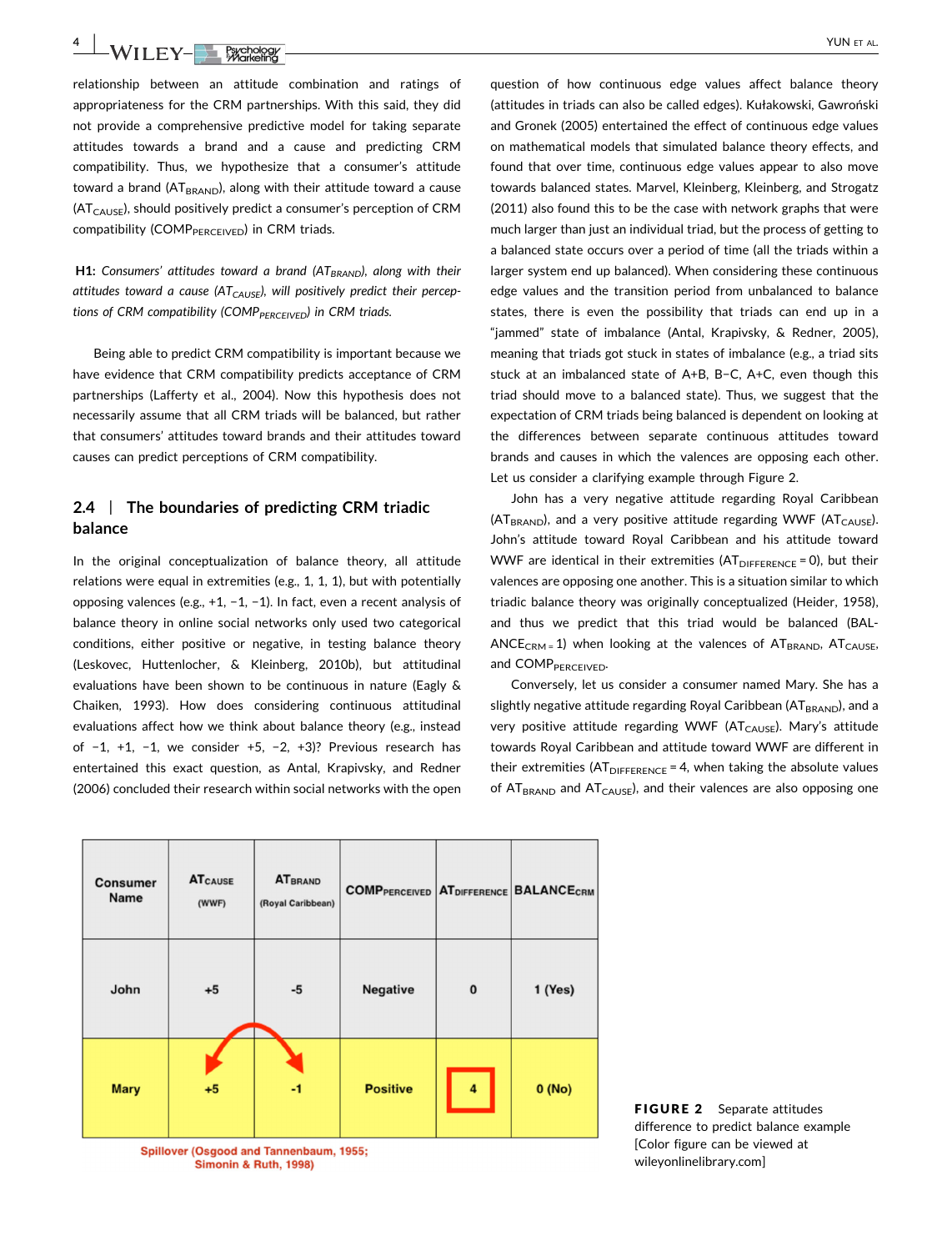relationship between an attitude combination and ratings of appropriateness for the CRM partnerships. With this said, they did not provide a comprehensive predictive model for taking separate attitudes towards a brand and a cause and predicting CRM compatibility. Thus, we hypothesize that a consumer's attitude toward a brand ($AT_{BRAND}$), along with their attitude toward a cause ($AT_{CAUSE}$), should positively predict a consumer's perception of CRM compatibility ($COMP_{PERCEIVED}$) in CRM triads.

**H1:** *Consumers' attitudes toward a brand ($AT_{BRAND}$), along with their attitudes toward a cause ($AT_{CAUSE}$), will positively predict their perceptions of CRM compatibility ($COMP_{PERCEIVED}$) in CRM triads.*

Being able to predict CRM compatibility is important because we have evidence that CRM compatibility predicts acceptance of CRM partnerships (Lafferty et al., 2004). Now this hypothesis does not necessarily assume that all CRM triads will be balanced, but rather that consumers' attitudes toward brands and their attitudes toward causes can predict perceptions of CRM compatibility.

## 2.4 | The boundaries of predicting CRM triadic balance

In the original conceptualization of balance theory, all attitude relations were equal in extremities (e.g., 1, 1, 1), but with potentially opposing valences (e.g., +1, −1, −1). In fact, even a recent analysis of balance theory in online social networks only used two categorical conditions, either positive or negative, in testing balance theory (Leskovec, Huttenlocher, & Kleinberg, 2010b), but attitudinal evaluations have been shown to be continuous in nature (Eagly & Chaiken, 1993). How does considering continuous attitudinal evaluations affect how we think about balance theory (e.g., instead of −1, +1, −1, we consider +5, −2, +3)? Previous research has entertained this exact question, as Antal, Krapivsky, and Redner (2006) concluded their research within social networks with the open question of how continuous edge values affect balance theory (attitudes in triads can also be called edges). Kułakowski, Gawroński and Gronek (2005) entertained the effect of continuous edge values on mathematical models that simulated balance theory effects, and found that over time, continuous edge values appear to also move towards balanced states. Marvel, Kleinberg, Kleinberg, and Strogatz (2011) also found this to be the case with network graphs that were much larger than just an individual triad, but the process of getting to a balanced state occurs over a period of time (all the triads within a larger system end up balanced). When considering these continuous edge values and the transition period from unbalanced to balance states, there is even the possibility that triads can end up in a "jammed" state of imbalance (Antal, Krapivsky, & Redner, 2005), meaning that triads got stuck in states of imbalance (e.g., a triad sits stuck at an imbalanced state of A+B, B−C, A+C, even though this triad should move to a balanced state). Thus, we suggest that the expectation of CRM triads being balanced is dependent on looking at the differences between separate continuous attitudes toward brands and causes in which the valences are opposing each other. Let us consider a clarifying example through Figure 2.

John has a very negative attitude regarding Royal Caribbean ($AT_{BRAND}$), and a very positive attitude regarding WWF ($AT_{CAUSE}$). John's attitude toward Royal Caribbean and his attitude toward WWF are identical in their extremities ($AT_{DIFFERENCE} = 0$), but their valences are opposing one another. This is a situation similar to which triadic balance theory was originally conceptualized (Heider, 1958), and thus we predict that this triad would be balanced ($BALANCE_{CRM} = 1$) when looking at the valences of $AT_{BRAND}$, $AT_{CAUSE}$, and $COMP_{PERCEIVED}$.

Conversely, let us consider a consumer named Mary. She has a slightly negative attitude regarding Royal Caribbean ($AT_{BRAND}$), and a very positive attitude regarding WWF ($AT_{CAUSE}$). Mary's attitude towards Royal Caribbean and attitude toward WWF are different in their extremities ($AT_{DIFFERENCE} = 4$, when taking the absolute values of $AT_{BRAND}$ and $AT_{CAUSE}$), and their valences are also opposing one

| Consumer Name | $AT_{CAUSE}$ (WWF) | $AT_{BRAND}$ (Royal Caribbean) | $COMP_{PERCEIVED}$ | $AT_{DIFFERENCE}$ | $BALANCE_{CRM}$ |
|---|---|---|---|---|---|
| John | +5 | -5 | Negative | 0 | 1 (Yes) |
| Mary | +5 | -1 | Positive | 4 | 0 (No) |

Spillover (Osgood and Tannenbaum, 1955; Simonin & Ruth, 1998)

**FIGURE 2** Separate attitudes difference to predict balance example [Color figure can be viewed at wileyonlinelibrary.com]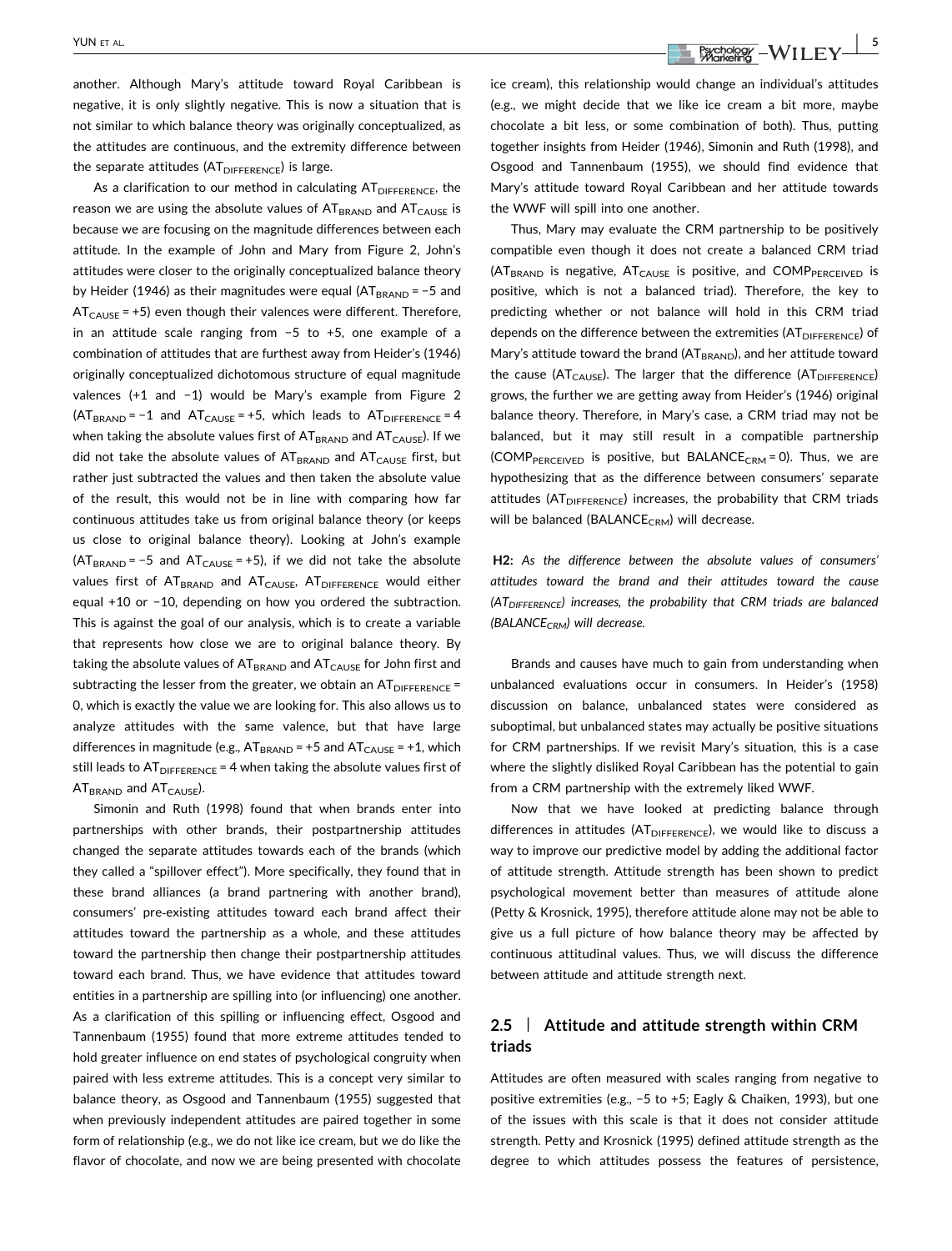another. Although Mary's attitude toward Royal Caribbean is negative, it is only slightly negative. This is now a situation that is not similar to which balance theory was originally conceptualized, as the attitudes are continuous, and the extremity difference between the separate attitudes ($AT_{DIFFERENCE}$) is large.

As a clarification to our method in calculating $AT_{DIFFERENCE}$, the reason we are using the absolute values of $AT_{BRAND}$ and $AT_{CAUSE}$ is because we are focusing on the magnitude differences between each attitude. In the example of John and Mary from Figure 2, John's attitudes were closer to the originally conceptualized balance theory by Heider (1946) as their magnitudes were equal ($AT_{BRAND} = -5$ and $AT_{CAUSE} = +5$) even though their valences were different. Therefore, in an attitude scale ranging from −5 to +5, one example of a combination of attitudes that are furthest away from Heider's (1946) originally conceptualized dichotomous structure of equal magnitude valences (+1 and −1) would be Mary's example from Figure 2 ($AT_{BRAND} = -1$ and $AT_{CAUSE} = +5$, which leads to $AT_{DIFFERENCE} = 4$ when taking the absolute values first of $AT_{BRAND}$ and $AT_{CAUSE}$). If we did not take the absolute values of $AT_{BRAND}$ and $AT_{CAUSE}$ first, but rather just subtracted the values and then taken the absolute value of the result, this would not be in line with comparing how far continuous attitudes take us from original balance theory (or keeps us close to original balance theory). Looking at John's example ($AT_{BRAND} = -5$ and $AT_{CAUSE} = +5$), if we did not take the absolute values first of $AT_{BRAND}$ and $AT_{CAUSE}$, $AT_{DIFFERENCE}$ would either equal +10 or −10, depending on how you ordered the subtraction. This is against the goal of our analysis, which is to create a variable that represents how close we are to original balance theory. By taking the absolute values of $AT_{BRAND}$ and $AT_{CAUSE}$ for John first and subtracting the lesser from the greater, we obtain an $AT_{DIFFERENCE} = 0$, which is exactly the value we are looking for. This also allows us to analyze attitudes with the same valence, but that have large differences in magnitude (e.g., $AT_{BRAND} = +5$ and $AT_{CAUSE} = +1$, which still leads to $AT_{DIFFERENCE} = 4$ when taking the absolute values first of $AT_{BRAND}$ and $AT_{CAUSE}$).

Simonin and Ruth (1998) found that when brands enter into partnerships with other brands, their postpartnership attitudes changed the separate attitudes towards each of the brands (which they called a "spillover effect"). More specifically, they found that in these brand alliances (a brand partnering with another brand), consumers' pre-existing attitudes toward each brand affect their attitudes toward the partnership as a whole, and these attitudes toward the partnership then change their postpartnership attitudes toward each brand. Thus, we have evidence that attitudes toward entities in a partnership are spilling into (or influencing) one another. As a clarification of this spilling or influencing effect, Osgood and Tannenbaum (1955) found that more extreme attitudes tended to hold greater influence on end states of psychological congruity when paired with less extreme attitudes. This is a concept very similar to balance theory, as Osgood and Tannenbaum (1955) suggested that when previously independent attitudes are paired together in some form of relationship (e.g., we do not like ice cream, but we do like the flavor of chocolate, and now we are being presented with chocolate ice cream), this relationship would change an individual's attitudes (e.g., we might decide that we like ice cream a bit more, maybe chocolate a bit less, or some combination of both). Thus, putting together insights from Heider (1946), Simonin and Ruth (1998), and Osgood and Tannenbaum (1955), we should find evidence that Mary's attitude toward Royal Caribbean and her attitude towards the WWF will spill into one another.

Thus, Mary may evaluate the CRM partnership to be positively compatible even though it does not create a balanced CRM triad ($AT_{BRAND}$ is negative, $AT_{CAUSE}$ is positive, and $COMP_{PERCEIVED}$ is positive, which is not a balanced triad). Therefore, the key to predicting whether or not balance will hold in this CRM triad depends on the difference between the extremities ($AT_{DIFFERENCE}$) of Mary's attitude toward the brand ($AT_{BRAND}$), and her attitude toward the cause ($AT_{CAUSE}$). The larger that the difference ($AT_{DIFFERENCE}$) grows, the further we are getting away from Heider's (1946) original balance theory. Therefore, in Mary's case, a CRM triad may not be balanced, but it may still result in a compatible partnership ($COMP_{PERCEIVED}$ is positive, but $BALANCE_{CRM} = 0$). Thus, we are hypothesizing that as the difference between consumers' separate attitudes ($AT_{DIFFERENCE}$) increases, the probability that CRM triads will be balanced ($BALANCE_{CRM}$) will decrease.

**H2:** *As the difference between the absolute values of consumers' attitudes toward the brand and their attitudes toward the cause ($AT_{DIFFERENCE}$) increases, the probability that CRM triads are balanced ($BALANCE_{CRM}$) will decrease.*

Brands and causes have much to gain from understanding when unbalanced evaluations occur in consumers. In Heider's (1958) discussion on balance, unbalanced states were considered as suboptimal, but unbalanced states may actually be positive situations for CRM partnerships. If we revisit Mary's situation, this is a case where the slightly disliked Royal Caribbean has the potential to gain from a CRM partnership with the extremely liked WWF.

Now that we have looked at predicting balance through differences in attitudes ($AT_{DIFFERENCE}$), we would like to discuss a way to improve our predictive model by adding the additional factor of attitude strength. Attitude strength has been shown to predict psychological movement better than measures of attitude alone (Petty & Krosnick, 1995), therefore attitude alone may not be able to give us a full picture of how balance theory may be affected by continuous attitudinal values. Thus, we will discuss the difference between attitude and attitude strength next.

## 2.5 | Attitude and attitude strength within CRM triads

Attitudes are often measured with scales ranging from negative to positive extremities (e.g., −5 to +5; Eagly & Chaiken, 1993), but one of the issues with this scale is that it does not consider attitude strength. Petty and Krosnick (1995) defined attitude strength as the degree to which attitudes possess the features of persistence,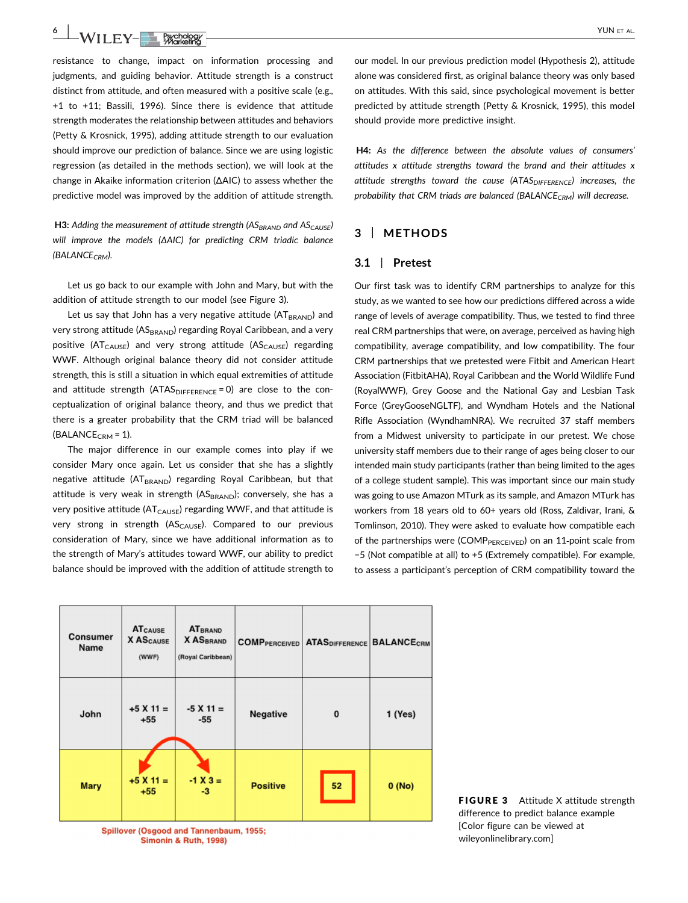resistance to change, impact on information processing and judgments, and guiding behavior. Attitude strength is a construct distinct from attitude, and often measured with a positive scale (e.g., +1 to +11; Bassili, 1996). Since there is evidence that attitude strength moderates the relationship between attitudes and behaviors (Petty & Krosnick, 1995), adding attitude strength to our evaluation should improve our prediction of balance. Since we are using logistic regression (as detailed in the methods section), we will look at the change in Akaike information criterion (ΔAIC) to assess whether the predictive model was improved by the addition of attitude strength.

**H3:** *Adding the measurement of attitude strength ($AS_{BRAND}$ and $AS_{CAUSE}$) will improve the models (ΔAIC) for predicting CRM triadic balance ($BALANCE_{CRM}$).*

Let us go back to our example with John and Mary, but with the addition of attitude strength to our model (see Figure 3).

Let us say that John has a very negative attitude ($AT_{BRAND}$) and very strong attitude ($AS_{BRAND}$) regarding Royal Caribbean, and a very positive ($AT_{CAUSE}$) and very strong attitude ($AS_{CAUSE}$) regarding WWF. Although original balance theory did not consider attitude strength, this is still a situation in which equal extremities of attitude and attitude strength ($ATAS_{DIFFERENCE} = 0$) are close to the conceptualization of original balance theory, and thus we predict that there is a greater probability that the CRM triad will be balanced ($BALANCE_{CRM} = 1$).

The major difference in our example comes into play if we consider Mary once again. Let us consider that she has a slightly negative attitude ($AT_{BRAND}$) regarding Royal Caribbean, but that attitude is very weak in strength ($AS_{BRAND}$); conversely, she has a very positive attitude ($AT_{CAUSE}$) regarding WWF, and that attitude is very strong in strength ($AS_{CAUSE}$). Compared to our previous consideration of Mary, since we have additional information as to the strength of Mary's attitudes toward WWF, our ability to predict balance should be improved with the addition of attitude strength to our model. In our previous prediction model (Hypothesis 2), attitude alone was considered first, as original balance theory was only based on attitudes. With this said, since psychological movement is better predicted by attitude strength (Petty & Krosnick, 1995), this model should provide more predictive insight.

**H4:** *As the difference between the absolute values of consumers' attitudes x attitude strengths toward the brand and their attitudes x attitude strengths toward the cause ($ATAS_{DIFFERENCE}$) increases, the probability that CRM triads are balanced ($BALANCE_{CRM}$) will decrease.*

## 3 | METHODS

### 3.1 | Pretest

Our first task was to identify CRM partnerships to analyze for this study, as we wanted to see how our predictions differed across a wide range of levels of average compatibility. Thus, we tested to find three real CRM partnerships that were, on average, perceived as having high compatibility, average compatibility, and low compatibility. The four CRM partnerships that we pretested were Fitbit and American Heart Association (FitbitAHA), Royal Caribbean and the World Wildlife Fund (RoyalWWF), Grey Goose and the National Gay and Lesbian Task Force (GreyGooseNGLTF), and Wyndham Hotels and the National Rifle Association (WyndhamNRA). We recruited 37 staff members from a Midwest university to participate in our pretest. We chose university staff members due to their range of ages being closer to our intended main study participants (rather than being limited to the ages of a college student sample). This was important since our main study was going to use Amazon MTurk as its sample, and Amazon MTurk has workers from 18 years old to 60+ years old (Ross, Zaldivar, Irani, & Tomlinson, 2010). They were asked to evaluate how compatible each of the partnerships were ($COMP_{PERCEIVED}$) on an 11-point scale from −5 (Not compatible at all) to +5 (Extremely compatible). For example, to assess a participant's perception of CRM compatibility toward the

| Consumer Name | $AT_{CAUSE}$ X $AS_{CAUSE}$ (WWF) | $AT_{BRAND}$ X $AS_{BRAND}$ (Royal Caribbean) | $COMP_{PERCEIVED}$ | $ATAS_{DIFFERENCE}$ | $BALANCE_{CRM}$ |
|---|---|---|---|---|---|
| John | +5 X 11 = +55 | -5 X 11 = -55 | Negative | 0 | 1 (Yes) |
| Mary | +5 X 11 = +55 | -1 X 3 = -3 | Positive | 52 | 0 (No) |

Spillover (Osgood and Tannenbaum, 1955; Simonin & Ruth, 1998)

**FIGURE 3** Attitude X attitude strength difference to predict balance example [Color figure can be viewed at wileyonlinelibrary.com]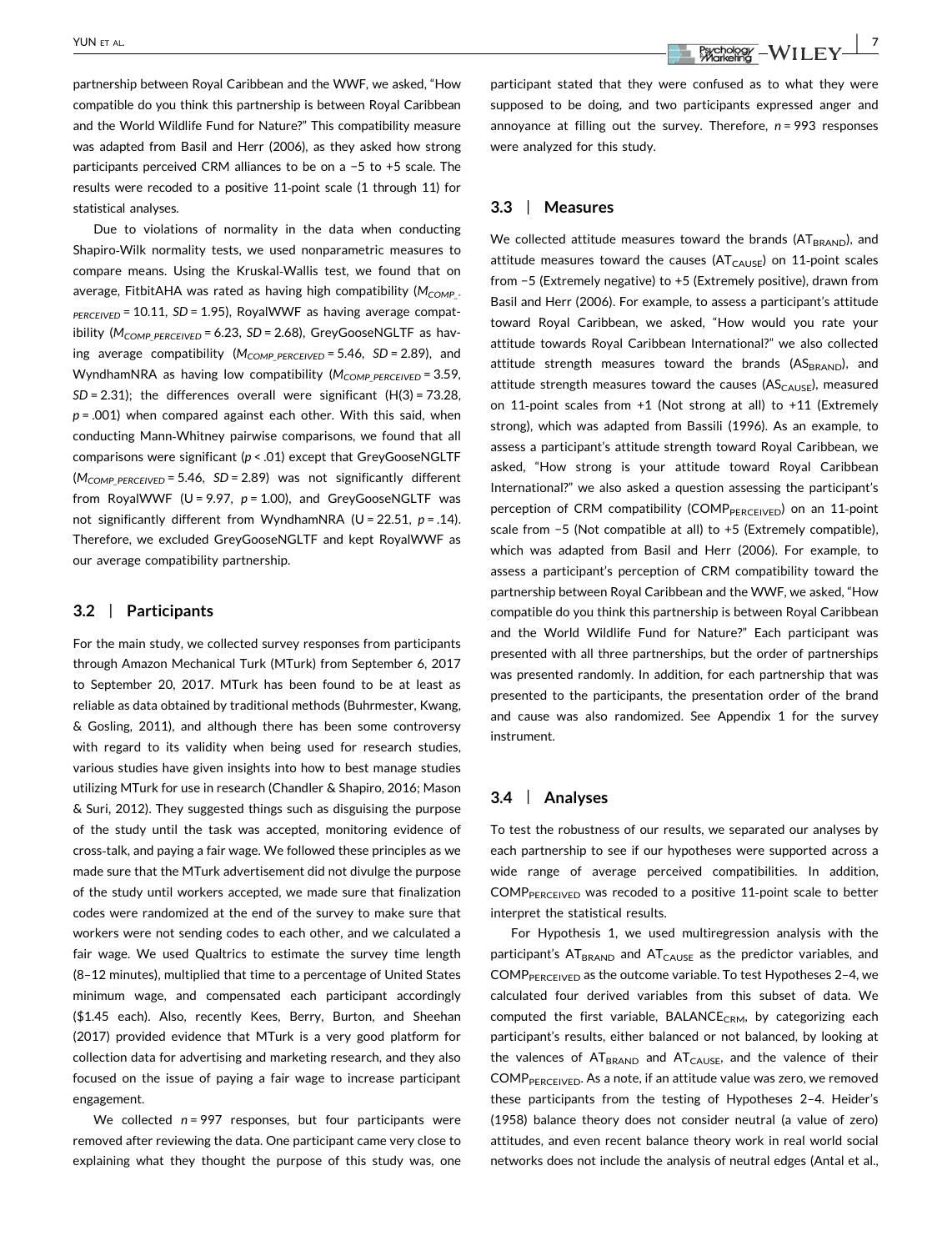partnership between Royal Caribbean and the WWF, we asked, "How compatible do you think this partnership is between Royal Caribbean and the World Wildlife Fund for Nature?" This compatibility measure was adapted from Basil and Herr (2006), as they asked how strong participants perceived CRM alliances to be on a −5 to +5 scale. The results were recoded to a positive 11-point scale (1 through 11) for statistical analyses.

Due to violations of normality in the data when conducting Shapiro-Wilk normality tests, we used nonparametric measures to compare means. Using the Kruskal-Wallis test, we found that on average, FitbitAHA was rated as having high compatibility ($M_{COMP\_PERCEIVED}$ = 10.11, *SD* = 1.95), RoyalWWF as having average compatibility ($M_{COMP\_PERCEIVED}$ = 6.23, *SD* = 2.68), GreyGooseNGLTF as having average compatibility ($M_{COMP\_PERCEIVED}$ = 5.46, *SD* = 2.89), and WyndhamNRA as having low compatibility ($M_{COMP\_PERCEIVED}$ = 3.59, *SD* = 2.31); the differences overall were significant ($H(3) = 73.28$, $p = .001$) when compared against each other. With this said, when conducting Mann-Whitney pairwise comparisons, we found that all comparisons were significant ($p < .01$) except that GreyGooseNGLTF ($M_{COMP\_PERCEIVED}$ = 5.46, *SD* = 2.89) was not significantly different from RoyalWWF ($U = 9.97$, $p = 1.00$), and GreyGooseNGLTF was not significantly different from WyndhamNRA ($U = 22.51$, $p = .14$). Therefore, we excluded GreyGooseNGLTF and kept RoyalWWF as our average compatibility partnership.

## 3.2 | Participants

For the main study, we collected survey responses from participants through Amazon Mechanical Turk (MTurk) from September 6, 2017 to September 20, 2017. MTurk has been found to be at least as reliable as data obtained by traditional methods (Buhrmester, Kwang, & Gosling, 2011), and although there has been some controversy with regard to its validity when being used for research studies, various studies have given insights into how to best manage studies utilizing MTurk for use in research (Chandler & Shapiro, 2016; Mason & Suri, 2012). They suggested things such as disguising the purpose of the study until the task was accepted, monitoring evidence of cross-talk, and paying a fair wage. We followed these principles as we made sure that the MTurk advertisement did not divulge the purpose of the study until workers accepted, we made sure that finalization codes were randomized at the end of the survey to make sure that workers were not sending codes to each other, and we calculated a fair wage. We used Qualtrics to estimate the survey time length (8–12 minutes), multiplied that time to a percentage of United States minimum wage, and compensated each participant accordingly ($1.45 each). Also, recently Kees, Berry, Burton, and Sheehan (2017) provided evidence that MTurk is a very good platform for collection data for advertising and marketing research, and they also focused on the issue of paying a fair wage to increase participant engagement.

We collected $n = 997$ responses, but four participants were removed after reviewing the data. One participant came very close to explaining what they thought the purpose of this study was, one participant stated that they were confused as to what they were supposed to be doing, and two participants expressed anger and annoyance at filling out the survey. Therefore, $n = 993$ responses were analyzed for this study.

## 3.3 | Measures

We collected attitude measures toward the brands ($AT_{BRAND}$), and attitude measures toward the causes ($AT_{CAUSE}$) on 11-point scales from −5 (Extremely negative) to +5 (Extremely positive), drawn from Basil and Herr (2006). For example, to assess a participant's attitude toward Royal Caribbean, we asked, "How would you rate your attitude towards Royal Caribbean International?" we also collected attitude strength measures toward the brands ($AS_{BRAND}$), and attitude strength measures toward the causes ($AS_{CAUSE}$), measured on 11-point scales from +1 (Not strong at all) to +11 (Extremely strong), which was adapted from Bassili (1996). As an example, to assess a participant's attitude strength toward Royal Caribbean, we asked, "How strong is your attitude toward Royal Caribbean International?" we also asked a question assessing the participant's perception of CRM compatibility ($COMP_{PERCEIVED}$) on an 11-point scale from −5 (Not compatible at all) to +5 (Extremely compatible), which was adapted from Basil and Herr (2006). For example, to assess a participant's perception of CRM compatibility toward the partnership between Royal Caribbean and the WWF, we asked, "How compatible do you think this partnership is between Royal Caribbean and the World Wildlife Fund for Nature?" Each participant was presented with all three partnerships, but the order of partnerships was presented randomly. In addition, for each partnership that was presented to the participants, the presentation order of the brand and cause was also randomized. See Appendix 1 for the survey instrument.

## 3.4 | Analyses

To test the robustness of our results, we separated our analyses by each partnership to see if our hypotheses were supported across a wide range of average perceived compatibilities. In addition, $COMP_{PERCEIVED}$ was recoded to a positive 11-point scale to better interpret the statistical results.

For Hypothesis 1, we used multiregression analysis with the participant's $AT_{BRAND}$ and $AT_{CAUSE}$ as the predictor variables, and $COMP_{PERCEIVED}$ as the outcome variable. To test Hypotheses 2–4, we calculated four derived variables from this subset of data. We computed the first variable, $BALANCE_{CRM}$, by categorizing each participant's results, either balanced or not balanced, by looking at the valences of $AT_{BRAND}$ and $AT_{CAUSE}$, and the valence of their $COMP_{PERCEIVED}$. As a note, if an attitude value was zero, we removed these participants from the testing of Hypotheses 2–4. Heider's (1958) balance theory does not consider neutral (a value of zero) attitudes, and even recent balance theory work in real world social networks does not include the analysis of neutral edges (Antal et al.,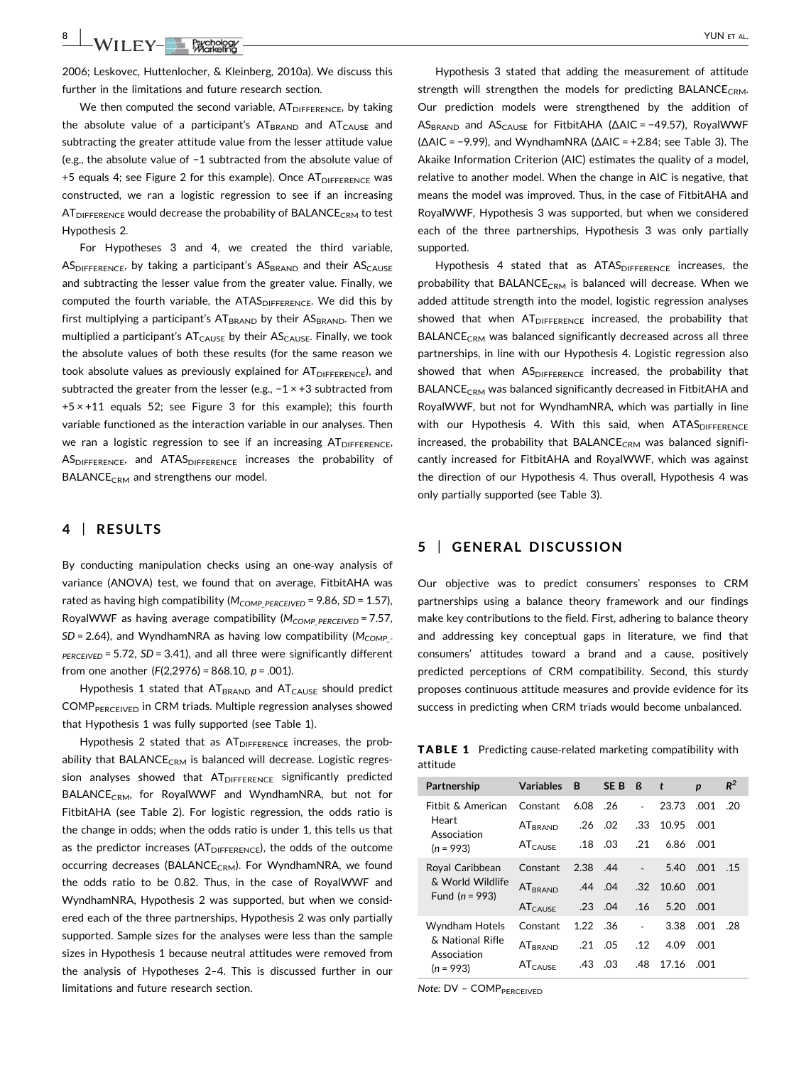2006; Leskovec, Huttenlocher, & Kleinberg, 2010a). We discuss this further in the limitations and future research section.

We then computed the second variable, $AT_{DIFFERENCE}$, by taking the absolute value of a participant's $AT_{BRAND}$ and $AT_{CAUSE}$ and subtracting the greater attitude value from the lesser attitude value (e.g., the absolute value of −1 subtracted from the absolute value of +5 equals 4; see Figure 2 for this example). Once $AT_{DIFFERENCE}$ was constructed, we ran a logistic regression to see if an increasing $AT_{DIFFERENCE}$ would decrease the probability of $BALANCE_{CRM}$ to test Hypothesis 2.

For Hypotheses 3 and 4, we created the third variable, $AS_{DIFFERENCE}$, by taking a participant's $AS_{BRAND}$ and their $AS_{CAUSE}$ and subtracting the lesser value from the greater value. Finally, we computed the fourth variable, the $ATAS_{DIFFERENCE}$. We did this by first multiplying a participant's $AT_{BRAND}$ by their $AS_{BRAND}$. Then we multiplied a participant's $AT_{CAUSE}$ by their $AS_{CAUSE}$. Finally, we took the absolute values of both these results (for the same reason we took absolute values as previously explained for $AT_{DIFFERENCE}$), and subtracted the greater from the lesser (e.g., $-1 \times +3$ subtracted from $+5 \times +11$ equals 52; see Figure 3 for this example); this fourth variable functioned as the interaction variable in our analyses. Then we ran a logistic regression to see if an increasing $AT_{DIFFERENCE}$, $AS_{DIFFERENCE}$, and $ATAS_{DIFFERENCE}$ increases the probability of $BALANCE_{CRM}$ and strengthens our model.

## 4 | RESULTS

By conducting manipulation checks using an one-way analysis of variance (ANOVA) test, we found that on average, FitbitAHA was rated as having high compatibility ($M_{COMP\_PERCEIVED} = 9.86$, $SD = 1.57$), RoyalWWF as having average compatibility ($M_{COMP\_PERCEIVED} = 7.57$, $SD = 2.64$), and WyndhamNRA as having low compatibility ($M_{COMP\_PERCEIVED} = 5.72$, $SD = 3.41$), and all three were significantly different from one another ($F(2,2976) = 868.10$, $p = .001$).

Hypothesis 1 stated that $AT_{BRAND}$ and $AT_{CAUSE}$ should predict $COMP_{PERCEIVED}$ in CRM triads. Multiple regression analyses showed that Hypothesis 1 was fully supported (see Table 1).

Hypothesis 2 stated that as $AT_{DIFFERENCE}$ increases, the probability that $BALANCE_{CRM}$ is balanced will decrease. Logistic regression analyses showed that $AT_{DIFFERENCE}$ significantly predicted $BALANCE_{CRM}$, for RoyalWWF and WyndhamNRA, but not for FitbitAHA (see Table 2). For logistic regression, the odds ratio is the change in odds; when the odds ratio is under 1, this tells us that as the predictor increases ($AT_{DIFFERENCE}$), the odds of the outcome occurring decreases ($BALANCE_{CRM}$). For WyndhamNRA, we found the odds ratio to be 0.82. Thus, in the case of RoyalWWF and WyndhamNRA, Hypothesis 2 was supported, but when we considered each of the three partnerships, Hypothesis 2 was only partially supported. Sample sizes for the analyses were less than the sample sizes in Hypothesis 1 because neutral attitudes were removed from the analysis of Hypotheses 2–4. This is discussed further in our limitations and future research section.

Hypothesis 3 stated that adding the measurement of attitude strength will strengthen the models for predicting $BALANCE_{CRM}$. Our prediction models were strengthened by the addition of $AS_{BRAND}$ and $AS_{CAUSE}$ for FitbitAHA ($\Delta AIC = -49.57$), RoyalWWF ($\Delta AIC = -9.99$), and WyndhamNRA ($\Delta AIC = +2.84$; see Table 3). The Akaike Information Criterion (AIC) estimates the quality of a model, relative to another model. When the change in AIC is negative, that means the model was improved. Thus, in the case of FitbitAHA and RoyalWWF, Hypothesis 3 was supported, but when we considered each of the three partnerships, Hypothesis 3 was only partially supported.

Hypothesis 4 stated that as $ATAS_{DIFFERENCE}$ increases, the probability that $BALANCE_{CRM}$ is balanced will decrease. When we added attitude strength into the model, logistic regression analyses showed that when $AT_{DIFFERENCE}$ increased, the probability that $BALANCE_{CRM}$ was balanced significantly decreased across all three partnerships, in line with our Hypothesis 4. Logistic regression also showed that when $AS_{DIFFERENCE}$ increased, the probability that $BALANCE_{CRM}$ was balanced significantly decreased in FitbitAHA and RoyalWWF, but not for WyndhamNRA, which was partially in line with our Hypothesis 4. With this said, when $ATAS_{DIFFERENCE}$ increased, the probability that $BALANCE_{CRM}$ was balanced significantly increased for FitbitAHA and RoyalWWF, which was against the direction of our Hypothesis 4. Thus overall, Hypothesis 4 was only partially supported (see Table 3).

## 5 | GENERAL DISCUSSION

Our objective was to predict consumers' responses to CRM partnerships using a balance theory framework and our findings make key contributions to the field. First, adhering to balance theory and addressing key conceptual gaps in literature, we find that consumers' attitudes toward a brand and a cause, positively predicted perceptions of CRM compatibility. Second, this sturdy proposes continuous attitude measures and provide evidence for its success in predicting when CRM triads would become unbalanced.

**TABLE 1** Predicting cause-related marketing compatibility with attitude

| Partnership | Variables | B | SE B | ß | t | p | $R^2$ |
|---|---|---|---|---|---|---|---|
| Fitbit & American Heart Association ($n = 993$) | Constant | 6.08 | .26 | - | 23.73 | .001 | .20 |
| | $AT_{BRAND}$ | .26 | .02 | .33 | 10.95 | .001 | |
| | $AT_{CAUSE}$ | .18 | .03 | .21 | 6.86 | .001 | |
| Royal Caribbean & World Wildlife Fund ($n = 993$) | Constant | 2.38 | .44 | - | 5.40 | .001 | .15 |
| | $AT_{BRAND}$ | .44 | .04 | .32 | 10.60 | .001 | |
| | $AT_{CAUSE}$ | .23 | .04 | .16 | 5.20 | .001 | |
| Wyndham Hotels & National Rifle Association ($n = 993$) | Constant | 1.22 | .36 | - | 3.38 | .001 | .28 |
| | $AT_{BRAND}$ | .21 | .05 | .12 | 4.09 | .001 | |
| | $AT_{CAUSE}$ | .43 | .03 | .48 | 17.16 | .001 | |

*Note:* DV – $COMP_{PERCEIVED}$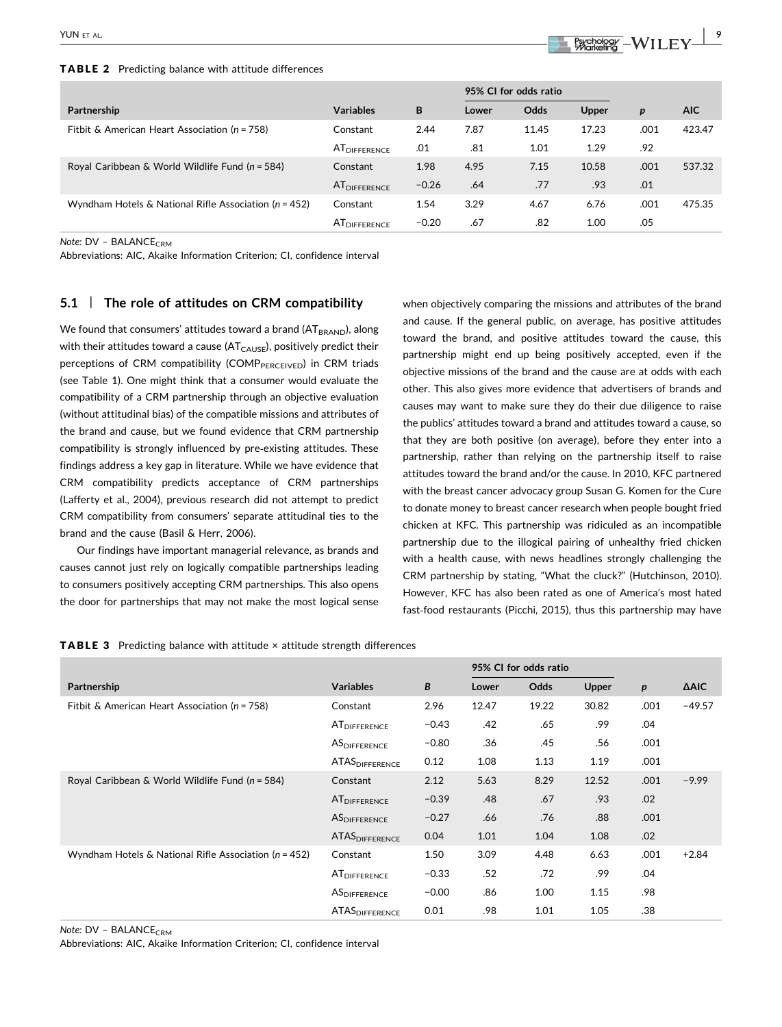**TABLE 2** Predicting balance with attitude differences

| Partnership | Variables | B | 95% CI for odds ratio | | | p | AIC |
|---|---|---|---|---|---|---|---|
| | | | Lower | Odds | Upper | | |
| Fitbit & American Heart Association (n = 758) | Constant | 2.44 | 7.87 | 11.45 | 17.23 | .001 | 423.47 |
| | $AT_{DIFFERENCE}$ | .01 | .81 | 1.01 | 1.29 | .92 | |
| Royal Caribbean & World Wildlife Fund (n = 584) | Constant | 1.98 | 4.95 | 7.15 | 10.58 | .001 | 537.32 |
| | $AT_{DIFFERENCE}$ | −0.26 | .64 | .77 | .93 | .01 | |
| Wyndham Hotels & National Rifle Association (n = 452) | Constant | 1.54 | 3.29 | 4.67 | 6.76 | .001 | 475.35 |
| | $AT_{DIFFERENCE}$ | −0.20 | .67 | .82 | 1.00 | .05 | |

*Note:* DV – $BALANCE_{CRM}$

Abbreviations: AIC, Akaike Information Criterion; CI, confidence interval

## 5.1 | The role of attitudes on CRM compatibility

We found that consumers' attitudes toward a brand ($AT_{BRAND}$), along with their attitudes toward a cause ($AT_{CAUSE}$), positively predict their perceptions of CRM compatibility ($COMP_{PERCEIVED}$) in CRM triads (see Table 1). One might think that a consumer would evaluate the compatibility of a CRM partnership through an objective evaluation (without attitudinal bias) of the compatible missions and attributes of the brand and cause, but we found evidence that CRM partnership compatibility is strongly influenced by pre-existing attitudes. These findings address a key gap in literature. While we have evidence that CRM compatibility predicts acceptance of CRM partnerships (Lafferty et al., 2004), previous research did not attempt to predict CRM compatibility from consumers' separate attitudinal ties to the brand and the cause (Basil & Herr, 2006).

Our findings have important managerial relevance, as brands and causes cannot just rely on logically compatible partnerships leading to consumers positively accepting CRM partnerships. This also opens the door for partnerships that may not make the most logical sense when objectively comparing the missions and attributes of the brand and cause. If the general public, on average, has positive attitudes toward the brand, and positive attitudes toward the cause, this partnership might end up being positively accepted, even if the objective missions of the brand and the cause are at odds with each other. This also gives more evidence that advertisers of brands and causes may want to make sure they do their due diligence to raise the publics' attitudes toward a brand and attitudes toward a cause, so that they are both positive (on average), before they enter into a partnership, rather than relying on the partnership itself to raise attitudes toward the brand and/or the cause. In 2010, KFC partnered with the breast cancer advocacy group Susan G. Komen for the Cure to donate money to breast cancer research when people bought fried chicken at KFC. This partnership was ridiculed as an incompatible partnership due to the illogical pairing of unhealthy fried chicken with a health cause, with news headlines strongly challenging the CRM partnership by stating, "What the cluck?" (Hutchinson, 2010). However, KFC has also been rated as one of America's most hated fast-food restaurants (Picchi, 2015), thus this partnership may have

**TABLE 3** Predicting balance with attitude × attitude strength differences

| Partnership | Variables | B | 95% CI for odds ratio | | | p | ΔAIC |
|---|---|---|---|---|---|---|---|
| | | | Lower | Odds | Upper | | |
| Fitbit & American Heart Association (n = 758) | Constant | 2.96 | 12.47 | 19.22 | 30.82 | .001 | −49.57 |
| | $AT_{DIFFERENCE}$ | −0.43 | .42 | .65 | .99 | .04 | |
| | $AS_{DIFFERENCE}$ | −0.80 | .36 | .45 | .56 | .001 | |
| | $ATAS_{DIFFERENCE}$ | 0.12 | 1.08 | 1.13 | 1.19 | .001 | |
| Royal Caribbean & World Wildlife Fund (n = 584) | Constant | 2.12 | 5.63 | 8.29 | 12.52 | .001 | −9.99 |
| | $AT_{DIFFERENCE}$ | −0.39 | .48 | .67 | .93 | .02 | |
| | $AS_{DIFFERENCE}$ | −0.27 | .66 | .76 | .88 | .001 | |
| | $ATAS_{DIFFERENCE}$ | 0.04 | 1.01 | 1.04 | 1.08 | .02 | |
| Wyndham Hotels & National Rifle Association (n = 452) | Constant | 1.50 | 3.09 | 4.48 | 6.63 | .001 | +2.84 |
| | $AT_{DIFFERENCE}$ | −0.33 | .52 | .72 | .99 | .04 | |
| | $AS_{DIFFERENCE}$ | −0.00 | .86 | 1.00 | 1.15 | .98 | |
| | $ATAS_{DIFFERENCE}$ | 0.01 | .98 | 1.01 | 1.05 | .38 | |

*Note:* DV – $BALANCE_{CRM}$

Abbreviations: AIC, Akaike Information Criterion; CI, confidence interval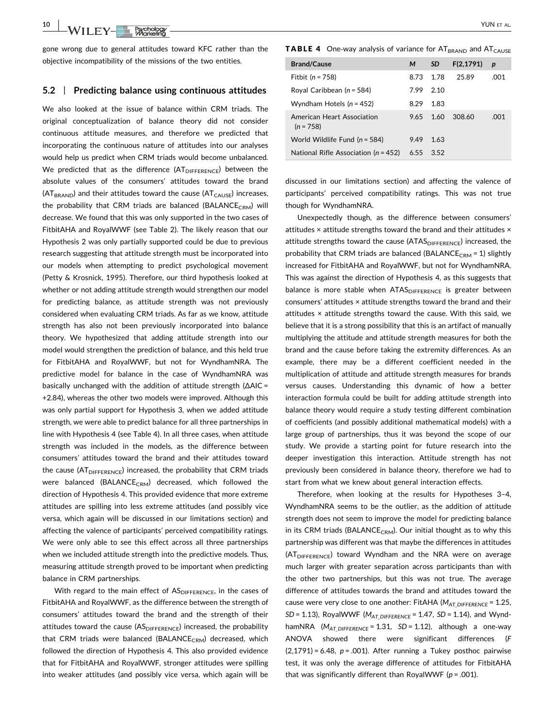gone wrong due to general attitudes toward KFC rather than the objective incompatibility of the missions of the two entities.

## 5.2 | Predicting balance using continuous attitudes

We also looked at the issue of balance within CRM triads. The original conceptualization of balance theory did not consider continuous attitude measures, and therefore we predicted that incorporating the continuous nature of attitudes into our analyses would help us predict when CRM triads would become unbalanced. We predicted that as the difference ($AT_{DIFFERENCE}$) between the absolute values of the consumers' attitudes toward the brand ($AT_{BRAND}$) and their attitudes toward the cause ($AT_{CAUSE}$) increases, the probability that CRM triads are balanced ($BALANCE_{CRM}$) will decrease. We found that this was only supported in the two cases of FitbitAHA and RoyalWWF (see Table 2). The likely reason that our Hypothesis 2 was only partially supported could be due to previous research suggesting that attitude strength must be incorporated into our models when attempting to predict psychological movement (Petty & Krosnick, 1995). Therefore, our third hypothesis looked at whether or not adding attitude strength would strengthen our model for predicting balance, as attitude strength was not previously considered when evaluating CRM triads. As far as we know, attitude strength has also not been previously incorporated into balance theory. We hypothesized that adding attitude strength into our model would strengthen the prediction of balance, and this held true for FitbitAHA and RoyalWWF, but not for WyndhamNRA. The predictive model for balance in the case of WyndhamNRA was basically unchanged with the addition of attitude strength ($\Delta AIC = +2.84$), whereas the other two models were improved. Although this was only partial support for Hypothesis 3, when we added attitude strength, we were able to predict balance for all three partnerships in line with Hypothesis 4 (see Table 4). In all three cases, when attitude strength was included in the models, as the difference between consumers' attitudes toward the brand and their attitudes toward the cause ($AT_{DIFFERENCE}$) increased, the probability that CRM triads were balanced ($BALANCE_{CRM}$) decreased, which followed the direction of Hypothesis 4. This provided evidence that more extreme attitudes are spilling into less extreme attitudes (and possibly vice versa, which again will be discussed in our limitations section) and affecting the valence of participants' perceived compatibility ratings. We were only able to see this effect across all three partnerships when we included attitude strength into the predictive models. Thus, measuring attitude strength proved to be important when predicting balance in CRM partnerships.

With regard to the main effect of $AS_{DIFFERENCE}$, in the cases of FitbitAHA and RoyalWWF, as the difference between the strength of consumers' attitudes toward the brand and the strength of their attitudes toward the cause ($AS_{DIFFERENCE}$) increased, the probability that CRM triads were balanced ($BALANCE_{CRM}$) decreased, which followed the direction of Hypothesis 4. This also provided evidence that for FitbitAHA and RoyalWWF, stronger attitudes were spilling into weaker attitudes (and possibly vice versa, which again will be discussed in our limitations section) and affecting the valence of participants' perceived compatibility ratings. This was not true though for WyndhamNRA.

**TABLE 4** One-way analysis of variance for $AT_{BRAND}$ and $AT_{CAUSE}$

| Brand/Cause | M | SD | F(2,1791) | p |
|---|---|---|---|---|
| Fitbit (n = 758) | 8.73 | 1.78 | 25.89 | .001 |
| Royal Caribbean (n = 584) | 7.99 | 2.10 | | |
| Wyndham Hotels (n = 452) | 8.29 | 1.83 | | |
| American Heart Association (n = 758) | 9.65 | 1.60 | 308.60 | .001 |
| World Wildlife Fund (n = 584) | 9.49 | 1.63 | | |
| National Rifle Association (n = 452) | 6.55 | 3.52 | | |

Unexpectedly though, as the difference between consumers' attitudes × attitude strengths toward the brand and their attitudes × attitude strengths toward the cause ($ATAS_{DIFFERENCE}$) increased, the probability that CRM triads are balanced ($BALANCE_{CRM} = 1$) slightly increased for FitbitAHA and RoyalWWF, but not for WyndhamNRA. This was against the direction of Hypothesis 4, as this suggests that balance is more stable when $ATAS_{DIFFERENCE}$ is greater between consumers' attitudes × attitude strengths toward the brand and their attitudes × attitude strengths toward the cause. With this said, we believe that it is a strong possibility that this is an artifact of manually multiplying the attitude and attitude strength measures for both the brand and the cause before taking the extremity differences. As an example, there may be a different coefficient needed in the multiplication of attitude and attitude strength measures for brands versus causes. Understanding this dynamic of how a better interaction formula could be built for adding attitude strength into balance theory would require a study testing different combination of coefficients (and possibly additional mathematical models) with a large group of partnerships, thus it was beyond the scope of our study. We provide a starting point for future research into the deeper investigation this interaction. Attitude strength has not previously been considered in balance theory, therefore we had to start from what we knew about general interaction effects.

Therefore, when looking at the results for Hypotheses 3–4, WyndhamNRA seems to be the outlier, as the addition of attitude strength does not seem to improve the model for predicting balance in its CRM triads ($BALANCE_{CRM}$). Our initial thought as to why this partnership was different was that maybe the differences in attitudes ($AT_{DIFFERENCE}$) toward Wyndham and the NRA were on average much larger with greater separation across participants than with the other two partnerships, but this was not true. The average difference of attitudes towards the brand and attitudes toward the cause were very close to one another: FitAHA ($M_{AT\_DIFFERENCE} = 1.25$, $SD = 1.13$), RoyalWWF ($M_{AT\_DIFFERENCE} = 1.47$, $SD = 1.14$), and WyndhamNRA ($M_{AT\_DIFFERENCE} = 1.31$, $SD = 1.12$), although a one-way ANOVA showed there were significant differences ($F(2,1791) = 6.48$, $p = .001$). After running a Tukey posthoc pairwise test, it was only the average difference of attitudes for FitbitAHA that was significantly different than RoyalWWF ($p = .001$).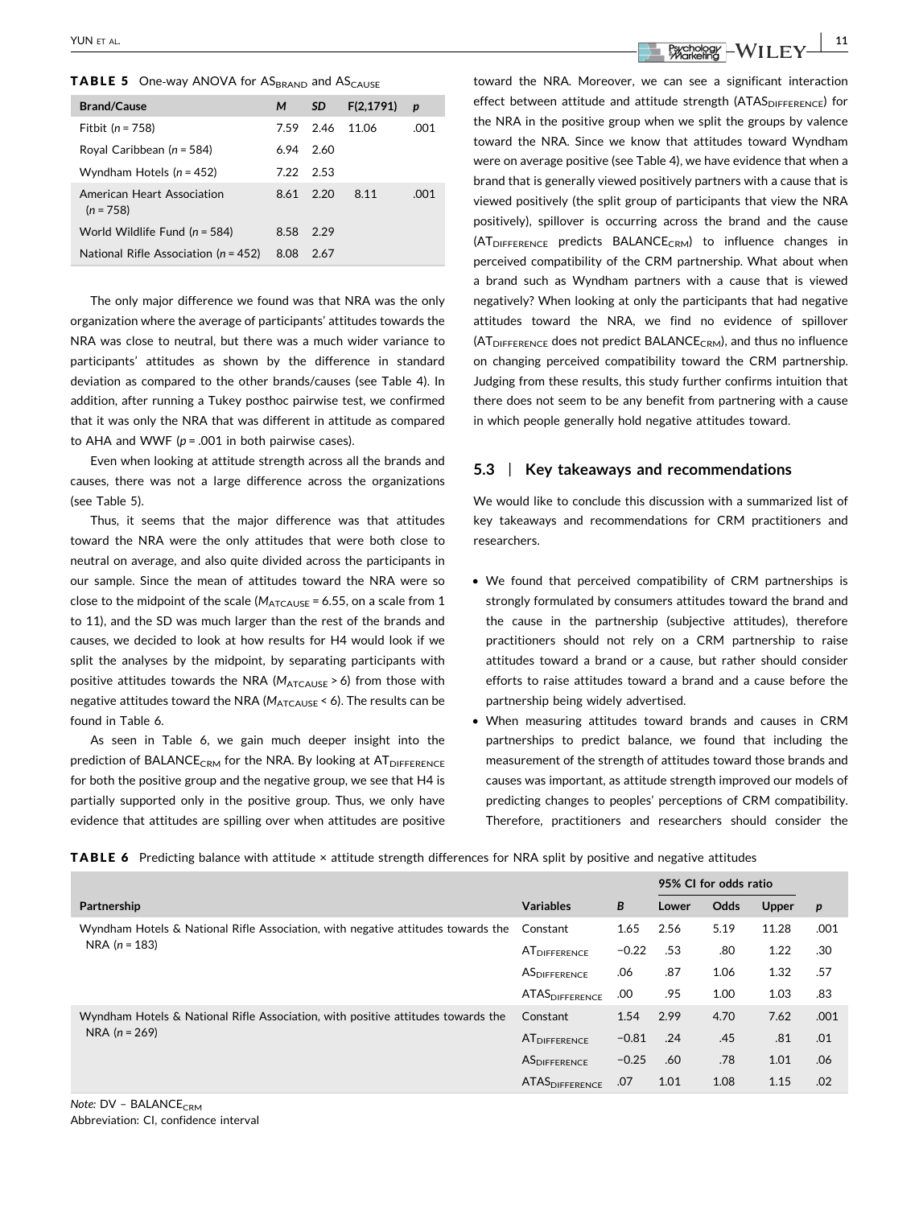**TABLE 5** One-way ANOVA for $AS_{BRAND}$ and $AS_{CAUSE}$

| Brand/Cause | M | SD | F(2,1791) | p |
|---|---|---|---|---|
| Fitbit (n = 758) | 7.59 | 2.46 | 11.06 | .001 |
| Royal Caribbean (n = 584) | 6.94 | 2.60 | | |
| Wyndham Hotels (n = 452) | 7.22 | 2.53 | | |
| American Heart Association (n = 758) | 8.61 | 2.20 | 8.11 | .001 |
| World Wildlife Fund (n = 584) | 8.58 | 2.29 | | |
| National Rifle Association (n = 452) | 8.08 | 2.67 | | |

The only major difference we found was that NRA was the only organization where the average of participants' attitudes towards the NRA was close to neutral, but there was a much wider variance to participants' attitudes as shown by the difference in standard deviation as compared to the other brands/causes (see Table 4). In addition, after running a Tukey posthoc pairwise test, we confirmed that it was only the NRA that was different in attitude as compared to AHA and WWF ($p = .001$ in both pairwise cases).

Even when looking at attitude strength across all the brands and causes, there was not a large difference across the organizations (see Table 5).

Thus, it seems that the major difference was that attitudes toward the NRA were the only attitudes that were both close to neutral on average, and also quite divided across the participants in our sample. Since the mean of attitudes toward the NRA were so close to the midpoint of the scale ($M_{ATCAUSE} = 6.55$, on a scale from 1 to 11), and the SD was much larger than the rest of the brands and causes, we decided to look at how results for H4 would look if we split the analyses by the midpoint, by separating participants with positive attitudes towards the NRA ($M_{ATCAUSE} > 6$) from those with negative attitudes toward the NRA ($M_{ATCAUSE} < 6$). The results can be found in Table 6.

As seen in Table 6, we gain much deeper insight into the prediction of $BALANCE_{CRM}$ for the NRA. By looking at $AT_{DIFFERENCE}$ for both the positive group and the negative group, we see that H4 is partially supported only in the positive group. Thus, we only have evidence that attitudes are spilling over when attitudes are positive toward the NRA. Moreover, we can see a significant interaction effect between attitude and attitude strength ($ATAS_{DIFFERENCE}$) for the NRA in the positive group when we split the groups by valence toward the NRA. Since we know that attitudes toward Wyndham were on average positive (see Table 4), we have evidence that when a brand that is generally viewed positively partners with a cause that is viewed positively (the split group of participants that view the NRA positively), spillover is occurring across the brand and the cause ($AT_{DIFFERENCE}$ predicts $BALANCE_{CRM}$) to influence changes in perceived compatibility of the CRM partnership. What about when a brand such as Wyndham partners with a cause that is viewed negatively? When looking at only the participants that had negative attitudes toward the NRA, we find no evidence of spillover ($AT_{DIFFERENCE}$ does not predict $BALANCE_{CRM}$), and thus no influence on changing perceived compatibility toward the CRM partnership. Judging from these results, this study further confirms intuition that there does not seem to be any benefit from partnering with a cause in which people generally hold negative attitudes toward.

## 5.3 | Key takeaways and recommendations

We would like to conclude this discussion with a summarized list of key takeaways and recommendations for CRM practitioners and researchers.

- We found that perceived compatibility of CRM partnerships is strongly formulated by consumers attitudes toward the brand and the cause in the partnership (subjective attitudes), therefore practitioners should not rely on a CRM partnership to raise attitudes toward a brand or a cause, but rather should consider efforts to raise attitudes toward a brand and a cause before the partnership being widely advertised.
- When measuring attitudes toward brands and causes in CRM partnerships to predict balance, we found that including the measurement of the strength of attitudes toward those brands and causes was important, as attitude strength improved our models of predicting changes to peoples' perceptions of CRM compatibility. Therefore, practitioners and researchers should consider the

**TABLE 6** Predicting balance with attitude × attitude strength differences for NRA split by positive and negative attitudes

| Partnership | Variables | B | 95% CI for odds ratio Lower | Odds | Upper | p |
|---|---|---|---|---|---|---|
| Wyndham Hotels & National Rifle Association, with negative attitudes towards the NRA (n = 183) | Constant | 1.65 | 2.56 | 5.19 | 11.28 | .001 |
| | $AT_{DIFFERENCE}$ | −0.22 | .53 | .80 | 1.22 | .30 |
| | $AS_{DIFFERENCE}$ | .06 | .87 | 1.06 | 1.32 | .57 |
| | $ATAS_{DIFFERENCE}$ | .00 | .95 | 1.00 | 1.03 | .83 |
| Wyndham Hotels & National Rifle Association, with positive attitudes towards the NRA (n = 269) | Constant | 1.54 | 2.99 | 4.70 | 7.62 | .001 |
| | $AT_{DIFFERENCE}$ | −0.81 | .24 | .45 | .81 | .01 |
| | $AS_{DIFFERENCE}$ | −0.25 | .60 | .78 | 1.01 | .06 |
| | $ATAS_{DIFFERENCE}$ | .07 | 1.01 | 1.08 | 1.15 | .02 |

*Note:* DV – $BALANCE_{CRM}$
Abbreviation: CI, confidence interval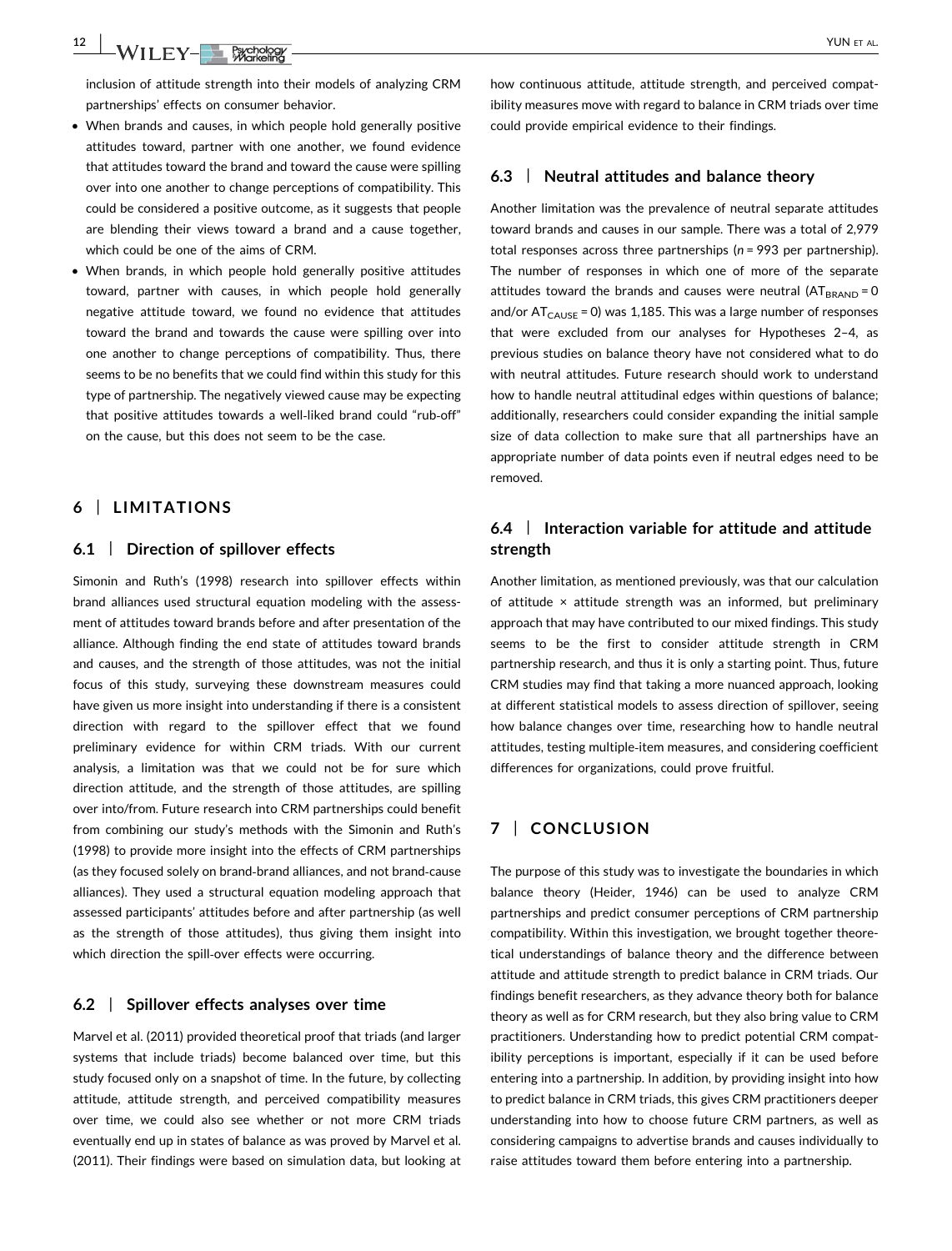inclusion of attitude strength into their models of analyzing CRM partnerships' effects on consumer behavior.

- When brands and causes, in which people hold generally positive attitudes toward, partner with one another, we found evidence that attitudes toward the brand and toward the cause were spilling over into one another to change perceptions of compatibility. This could be considered a positive outcome, as it suggests that people are blending their views toward a brand and a cause together, which could be one of the aims of CRM.
- When brands, in which people hold generally positive attitudes toward, partner with causes, in which people hold generally negative attitude toward, we found no evidence that attitudes toward the brand and towards the cause were spilling over into one another to change perceptions of compatibility. Thus, there seems to be no benefits that we could find within this study for this type of partnership. The negatively viewed cause may be expecting that positive attitudes towards a well-liked brand could "rub-off" on the cause, but this does not seem to be the case.

## 6 | LIMITATIONS

### 6.1 | Direction of spillover effects

Simonin and Ruth's (1998) research into spillover effects within brand alliances used structural equation modeling with the assessment of attitudes toward brands before and after presentation of the alliance. Although finding the end state of attitudes toward brands and causes, and the strength of those attitudes, was not the initial focus of this study, surveying these downstream measures could have given us more insight into understanding if there is a consistent direction with regard to the spillover effect that we found preliminary evidence for within CRM triads. With our current analysis, a limitation was that we could not be for sure which direction attitude, and the strength of those attitudes, are spilling over into/from. Future research into CRM partnerships could benefit from combining our study's methods with the Simonin and Ruth's (1998) to provide more insight into the effects of CRM partnerships (as they focused solely on brand-brand alliances, and not brand-cause alliances). They used a structural equation modeling approach that assessed participants' attitudes before and after partnership (as well as the strength of those attitudes), thus giving them insight into which direction the spill-over effects were occurring.

### 6.2 | Spillover effects analyses over time

Marvel et al. (2011) provided theoretical proof that triads (and larger systems that include triads) become balanced over time, but this study focused only on a snapshot of time. In the future, by collecting attitude, attitude strength, and perceived compatibility measures over time, we could also see whether or not more CRM triads eventually end up in states of balance as was proved by Marvel et al. (2011). Their findings were based on simulation data, but looking at how continuous attitude, attitude strength, and perceived compatibility measures move with regard to balance in CRM triads over time could provide empirical evidence to their findings.

### 6.3 | Neutral attitudes and balance theory

Another limitation was the prevalence of neutral separate attitudes toward brands and causes in our sample. There was a total of 2,979 total responses across three partnerships ($n = 993$ per partnership). The number of responses in which one of more of the separate attitudes toward the brands and causes were neutral ($AT_{BRAND} = 0$ and/or $AT_{CAUSE} = 0$) was 1,185. This was a large number of responses that were excluded from our analyses for Hypotheses 2–4, as previous studies on balance theory have not considered what to do with neutral attitudes. Future research should work to understand how to handle neutral attitudinal edges within questions of balance; additionally, researchers could consider expanding the initial sample size of data collection to make sure that all partnerships have an appropriate number of data points even if neutral edges need to be removed.

### 6.4 | Interaction variable for attitude and attitude strength

Another limitation, as mentioned previously, was that our calculation of attitude × attitude strength was an informed, but preliminary approach that may have contributed to our mixed findings. This study seems to be the first to consider attitude strength in CRM partnership research, and thus it is only a starting point. Thus, future CRM studies may find that taking a more nuanced approach, looking at different statistical models to assess direction of spillover, seeing how balance changes over time, researching how to handle neutral attitudes, testing multiple-item measures, and considering coefficient differences for organizations, could prove fruitful.

## 7 | CONCLUSION

The purpose of this study was to investigate the boundaries in which balance theory (Heider, 1946) can be used to analyze CRM partnerships and predict consumer perceptions of CRM partnership compatibility. Within this investigation, we brought together theoretical understandings of balance theory and the difference between attitude and attitude strength to predict balance in CRM triads. Our findings benefit researchers, as they advance theory both for balance theory as well as for CRM research, but they also bring value to CRM practitioners. Understanding how to predict potential CRM compatibility perceptions is important, especially if it can be used before entering into a partnership. In addition, by providing insight into how to predict balance in CRM triads, this gives CRM practitioners deeper understanding into how to choose future CRM partners, as well as considering campaigns to advertise brands and causes individually to raise attitudes toward them before entering into a partnership.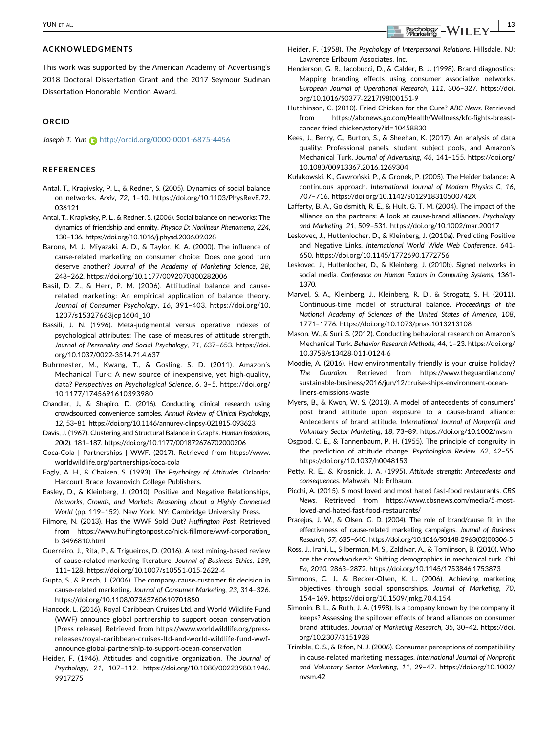## ACKNOWLEDGMENTS

This work was supported by the American Academy of Advertising's 2018 Doctoral Dissertation Grant and the 2017 Seymour Sudman Dissertation Honorable Mention Award.

## ORCID

*Joseph T. Yun* http://orcid.org/0000-0001-6875-4456

## REFERENCES

Antal, T., Krapivsky, P. L., & Redner, S. (2005). Dynamics of social balance on networks. *Arxiv*, *72*, 1–10. https://doi.org/10.1103/PhysRevE.72.036121

Antal, T., Krapivsky, P. L., & Redner, S. (2006). Social balance on networks: The dynamics of friendship and enmity. *Physica D: Nonlinear Phenomena*, *224*, 130–136. https://doi.org/10.1016/j.physd.2006.09.028

Barone, M. J., Miyazaki, A. D., & Taylor, K. A. (2000). The influence of cause-related marketing on consumer choice: Does one good turn deserve another? *Journal of the Academy of Marketing Science*, *28*, 248–262. https://doi.org/10.1177/0092070300282006

Basil, D. Z., & Herr, P. M. (2006). Attitudinal balance and cause-related marketing: An empirical application of balance theory. *Journal of Consumer Psychology*, *16*, 391–403. https://doi.org/10.1207/s15327663jcp1604_10

Bassili, J. N. (1996). Meta-judgmental versus operative indexes of psychological attributes: The case of measures of attitude strength. *Journal of Personality and Social Psychology*, *71*, 637–653. https://doi.org/10.1037/0022-3514.71.4.637

Buhrmester, M., Kwang, T., & Gosling, S. D. (2011). Amazon's Mechanical Turk: A new source of inexpensive, yet high-quality, data? *Perspectives on Psychological Science*, *6*, 3–5. https://doi.org/10.1177/1745691610393980

Chandler, J., & Shapiro, D. (2016). Conducting clinical research using crowdsourced convenience samples. *Annual Review of Clinical Psychology*, *12*, 53–81. https://doi.org/10.1146/annurev-clinpsy-021815-093623

Davis, J. (1967). Clustering and Structural Balance in Graphs. *Human Relations*, *20*(2), 181–187. https://doi.org/10.1177/001872676702000206

Coca-Cola | Partnerships | WWF. (2017). Retrieved from https://www.worldwildlife.org/partnerships/coca-cola

Eagly, A. H., & Chaiken, S. (1993). *The Psychology of Attitudes*. Orlando: Harcourt Brace Jovanovich College Publishers.

Easley, D., & Kleinberg, J. (2010). Positive and Negative Relationships, *Networks, Crowds, and Markets: Reasoning about a Highly Connected World* (pp. 119–152). New York, NY: Cambridge University Press.

Filmore, N. (2013). Has the WWF Sold Out? *Huffington Post*. Retrieved from https://www.huffingtonpost.ca/nick-fillmore/wwf-corporation_b_3496810.html

Guerreiro, J., Rita, P., & Trigueiros, D. (2016). A text mining-based review of cause-related marketing literature. *Journal of Business Ethics*, *139*, 111–128. https://doi.org/10.1007/s10551-015-2622-4

Gupta, S., & Pirsch, J. (2006). The company-cause-customer fit decision in cause-related marketing. *Journal of Consumer Marketing*, *23*, 314–326. https://doi.org/10.1108/07363760610701850

Hancock, L. (2016). Royal Caribbean Cruises Ltd. and World Wildlife Fund (WWF) announce global partnership to support ocean conservation [Press release]. Retrieved from https://www.worldwildlife.org/press-releases/royal-caribbean-cruises-ltd-and-world-wildlife-fund-wwf-announce-global-partnership-to-support-ocean-conservation

Heider, F. (1946). Attitudes and cognitive organization. *The Journal of Psychology*, *21*, 107–112. https://doi.org/10.1080/00223980.1946.9917275

Heider, F. (1958). *The Psychology of Interpersonal Relations*. Hillsdale, NJ: Lawrence Erlbaum Associates, Inc.

Henderson, G. R., Iacobucci, D., & Calder, B. J. (1998). Brand diagnostics: Mapping branding effects using consumer associative networks. *European Journal of Operational Research*, *111*, 306–327. https://doi.org/10.1016/S0377-2217(98)00151-9

Hutchinson, C. (2010). Fried Chicken for the Cure? *ABC News*. Retrieved from https://abcnews.go.com/Health/Wellness/kfc-fights-breast-cancer-fried-chicken/story?id=10458830

Kees, J., Berry, C., Burton, S., & Sheehan, K. (2017). An analysis of data quality: Professional panels, student subject pools, and Amazon's Mechanical Turk. *Journal of Advertising*, *46*, 141–155. https://doi.org/10.1080/00913367.2016.1269304

Kułakowski, K., Gawroński, P., & Gronek, P. (2005). The Heider balance: A continuous approach. *International Journal of Modern Physics C*, *16*, 707–716. https://doi.org/10.1142/S012918310500742X

Lafferty, B. A., Goldsmith, R. E., & Hult, G. T. M. (2004). The impact of the alliance on the partners: A look at cause-brand alliances. *Psychology and Marketing*, *21*, 509–531. https://doi.org/10.1002/mar.20017

Leskovec, J., Huttenlocher, D., & Kleinberg, J. (2010a). Predicting Positive and Negative Links. *International World Wide Web Conference*, 641-650. https://doi.org/10.1145/1772690.1772756

Leskovec, J., Huttenlocher, D., & Kleinberg, J. (2010b). Signed networks in social media. *Conference on Human Factors in Computing Systems*, 1361-1370.

Marvel, S. A., Kleinberg, J., Kleinberg, R. D., & Strogatz, S. H. (2011). Continuous-time model of structural balance. *Proceedings of the National Academy of Sciences of the United States of America*, *108*, 1771–1776. https://doi.org/10.1073/pnas.1013213108

Mason, W., & Suri, S. (2012). Conducting behavioral research on Amazon's Mechanical Turk. *Behavior Research Methods*, *44*, 1–23. https://doi.org/10.3758/s13428-011-0124-6

Moodie, A. (2016). How environmentally friendly is your cruise holiday? *The Guardian*. Retrieved from https://www.theguardian.com/sustainable-business/2016/jun/12/cruise-ships-environment-ocean-liners-emissions-waste

Myers, B., & Kwon, W. S. (2013). A model of antecedents of consumers' post brand attitude upon exposure to a cause-brand alliance: Antecedents of brand attitude. *International Journal of Nonprofit and Voluntary Sector Marketing*, *18*, 73–89. https://doi.org/10.1002/nvsm

Osgood, C. E., & Tannenbaum, P. H. (1955). The principle of congruity in the prediction of attitude change. *Psychological Review*, *62*, 42–55. https://doi.org/10.1037/h0048153

Petty, R. E., & Krosnick, J. A. (1995). *Attitude strength: Antecedents and consequences*. Mahwah, NJ: Erlbaum.

Picchi, A. (2015). 5 most loved and most hated fast-food restaurants. *CBS News*. Retrieved from https://www.cbsnews.com/media/5-most-loved-and-hated-fast-food-restaurants/

Pracejus, J. W., & Olsen, G. D. (2004). The role of brand/cause fit in the effectiveness of cause-related marketing campaigns. *Journal of Business Research*, *57*, 635–640. https://doi.org/10.1016/S0148-2963(02)00306-5

Ross, J., Irani, L., Silberman, M. S., Zaldivar, A., & Tomlinson, B. (2010). Who are the crowdworkers?: Shifting demographics in mechanical turk. *Chi Ea, 2010*, 2863–2872. https://doi.org/10.1145/1753846.1753873

Simmons, C. J., & Becker-Olsen, K. L. (2006). Achieving marketing objectives through social sponsorships. *Journal of Marketing*, *70*, 154–169. https://doi.org/10.1509/jmkg.70.4.154

Simonin, B. L., & Ruth, J. A. (1998). Is a company known by the company it keeps? Assessing the spillover effects of brand alliances on consumer brand attitudes. *Journal of Marketing Research*, *35*, 30–42. https://doi.org/10.2307/3151928

Trimble, C. S., & Rifon, N. J. (2006). Consumer perceptions of compatibility in cause-related marketing messages. *International Journal of Nonprofit and Voluntary Sector Marketing*, *11*, 29–47. https://doi.org/10.1002/nvsm.42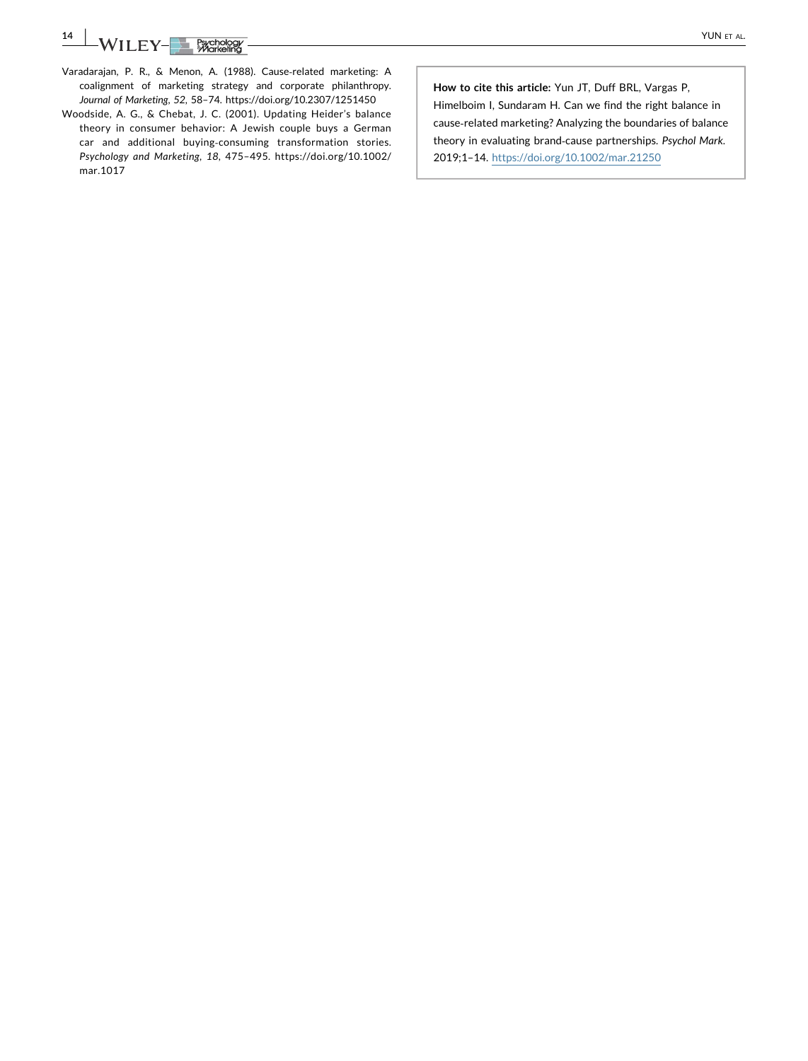Varadarajan, P. R., & Menon, A. (1988). Cause-related marketing: A coalignment of marketing strategy and corporate philanthropy. *Journal of Marketing*, *52*, 58–74. https://doi.org/10.2307/1251450

Woodside, A. G., & Chebat, J. C. (2001). Updating Heider's balance theory in consumer behavior: A Jewish couple buys a German car and additional buying-consuming transformation stories. *Psychology and Marketing*, *18*, 475–495. https://doi.org/10.1002/mar.1017

**How to cite this article:** Yun JT, Duff BRL, Vargas P, Himelboim I, Sundaram H. Can we find the right balance in cause-related marketing? Analyzing the boundaries of balance theory in evaluating brand-cause partnerships. *Psychol Mark*. 2019;1–14. https://doi.org/10.1002/mar.21250